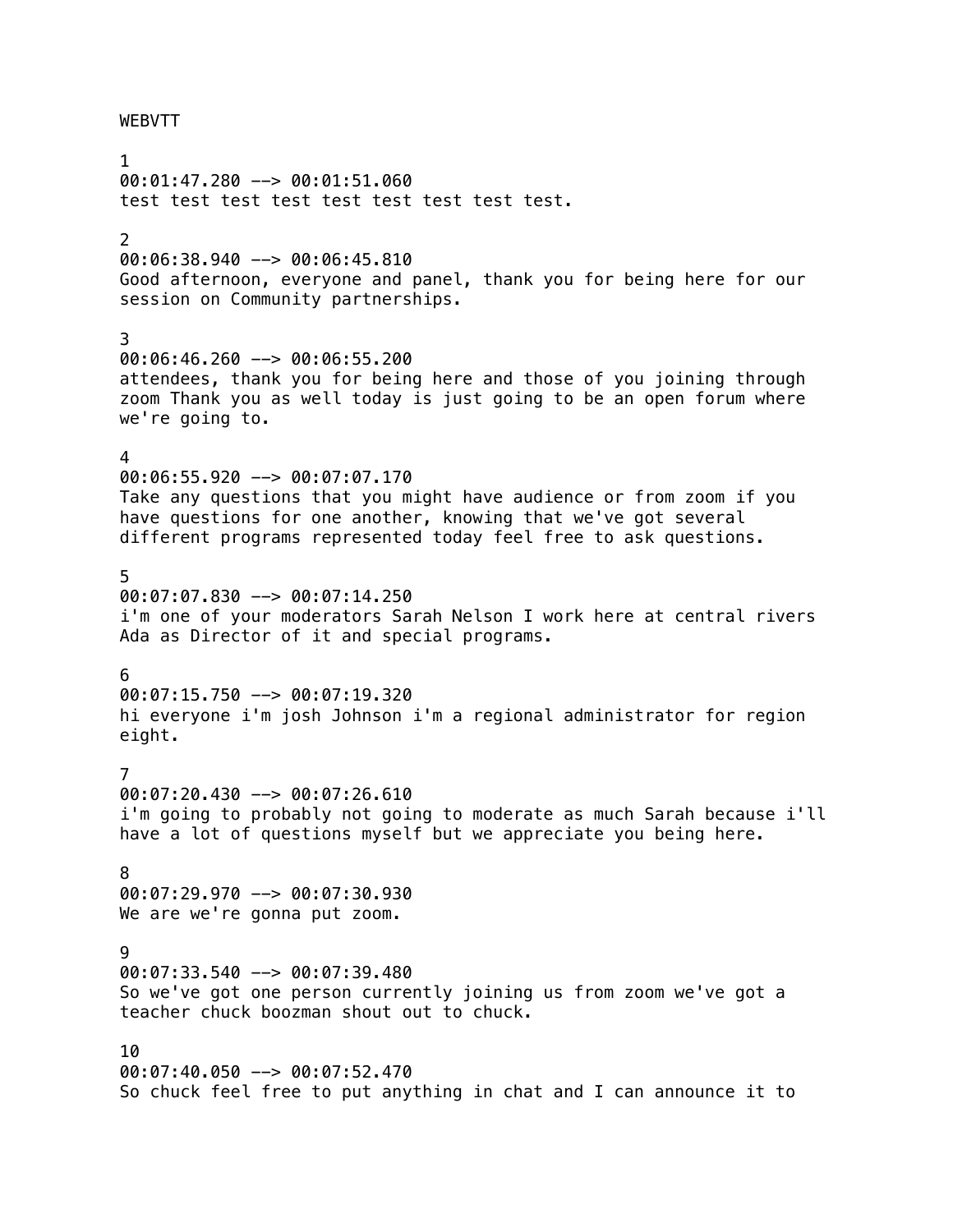WEBVTT

1
00:01:47.280 --> 00:01:51.060
test test test test test test test test test.

2
00:06:38.940 --> 00:06:45.810
Good afternoon, everyone and panel, thank you for being here for our session on Community partnerships.

3
00:06:46.260 --> 00:06:55.200
attendees, thank you for being here and those of you joining through zoom Thank you as well today is just going to be an open forum where we're going to.

4
00:06:55.920 --> 00:07:07.170
Take any questions that you might have audience or from zoom if you have questions for one another, knowing that we've got several different programs represented today feel free to ask questions.

5
00:07:07.830 --> 00:07:14.250
i'm one of your moderators Sarah Nelson I work here at central rivers Ada as Director of it and special programs.

6
00:07:15.750 --> 00:07:19.320
hi everyone i'm josh Johnson i'm a regional administrator for region eight.

7
00:07:20.430 --> 00:07:26.610
i'm going to probably not going to moderate as much Sarah because i'll have a lot of questions myself but we appreciate you being here.

8
00:07:29.970 --> 00:07:30.930
We are we're gonna put zoom.

9
00:07:33.540 --> 00:07:39.480
So we've got one person currently joining us from zoom we've got a teacher chuck boozman shout out to chuck.

10
00:07:40.050 --> 00:07:52.470
So chuck feel free to put anything in chat and I can announce it to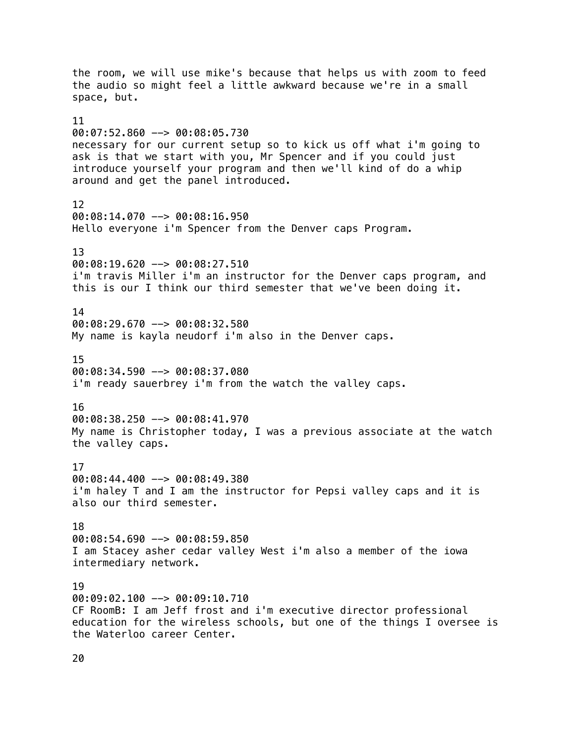the room, we will use mike's because that helps us with zoom to feed the audio so might feel a little awkward because we're in a small space, but.

11
00:07:52.860 --> 00:08:05.730
necessary for our current setup so to kick us off what i'm going to ask is that we start with you, Mr Spencer and if you could just introduce yourself your program and then we'll kind of do a whip around and get the panel introduced.

12
00:08:14.070 --> 00:08:16.950
Hello everyone i'm Spencer from the Denver caps Program.

13
00:08:19.620 --> 00:08:27.510
i'm travis Miller i'm an instructor for the Denver caps program, and this is our I think our third semester that we've been doing it.

14
00:08:29.670 --> 00:08:32.580
My name is kayla neudorf i'm also in the Denver caps.

15
00:08:34.590 --> 00:08:37.080
i'm ready sauerbrey i'm from the watch the valley caps.

16
00:08:38.250 --> 00:08:41.970
My name is Christopher today, I was a previous associate at the watch the valley caps.

17
00:08:44.400 --> 00:08:49.380
i'm haley T and I am the instructor for Pepsi valley caps and it is also our third semester.

18
00:08:54.690 --> 00:08:59.850
I am Stacey asher cedar valley West i'm also a member of the iowa intermediary network.

19
00:09:02.100 --> 00:09:10.710
CF RoomB: I am Jeff frost and i'm executive director professional education for the wireless schools, but one of the things I oversee is the Waterloo career Center.

20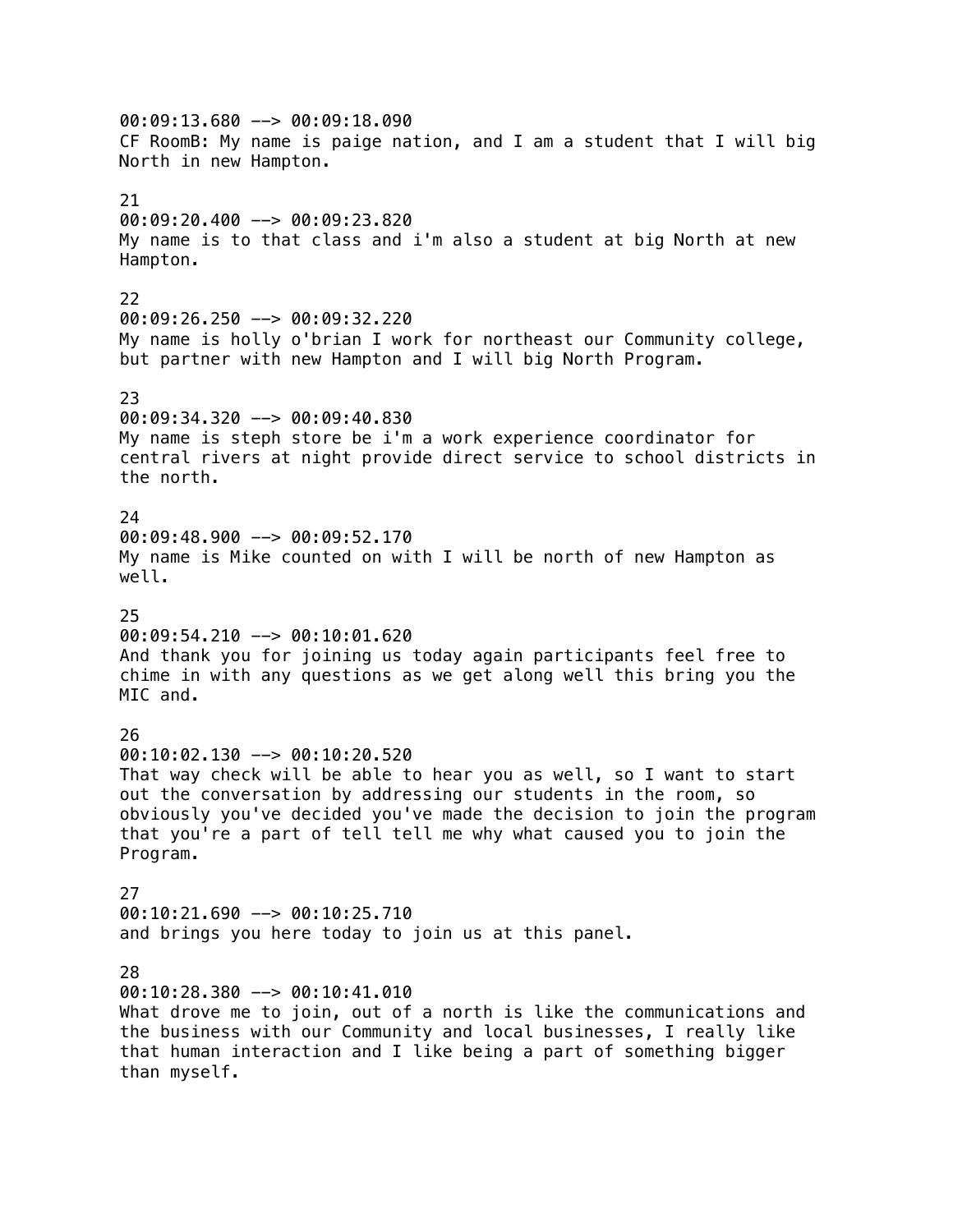00:09:13.680 --> 00:09:18.090
CF RoomB: My name is paige nation, and I am a student that I will big North in new Hampton.

21
00:09:20.400 --> 00:09:23.820
My name is to that class and i'm also a student at big North at new Hampton.

22
00:09:26.250 --> 00:09:32.220
My name is holly o'brian I work for northeast our Community college, but partner with new Hampton and I will big North Program.

23
00:09:34.320 --> 00:09:40.830
My name is steph store be i'm a work experience coordinator for central rivers at night provide direct service to school districts in the north.

24
00:09:48.900 --> 00:09:52.170
My name is Mike counted on with I will be north of new Hampton as well.

25
00:09:54.210 --> 00:10:01.620
And thank you for joining us today again participants feel free to chime in with any questions as we get along well this bring you the MIC and.

26
00:10:02.130 --> 00:10:20.520
That way check will be able to hear you as well, so I want to start out the conversation by addressing our students in the room, so obviously you've decided you've made the decision to join the program that you're a part of tell tell me why what caused you to join the Program.

27
00:10:21.690 --> 00:10:25.710
and brings you here today to join us at this panel.

28
00:10:28.380 --> 00:10:41.010
What drove me to join, out of a north is like the communications and the business with our Community and local businesses, I really like that human interaction and I like being a part of something bigger than myself.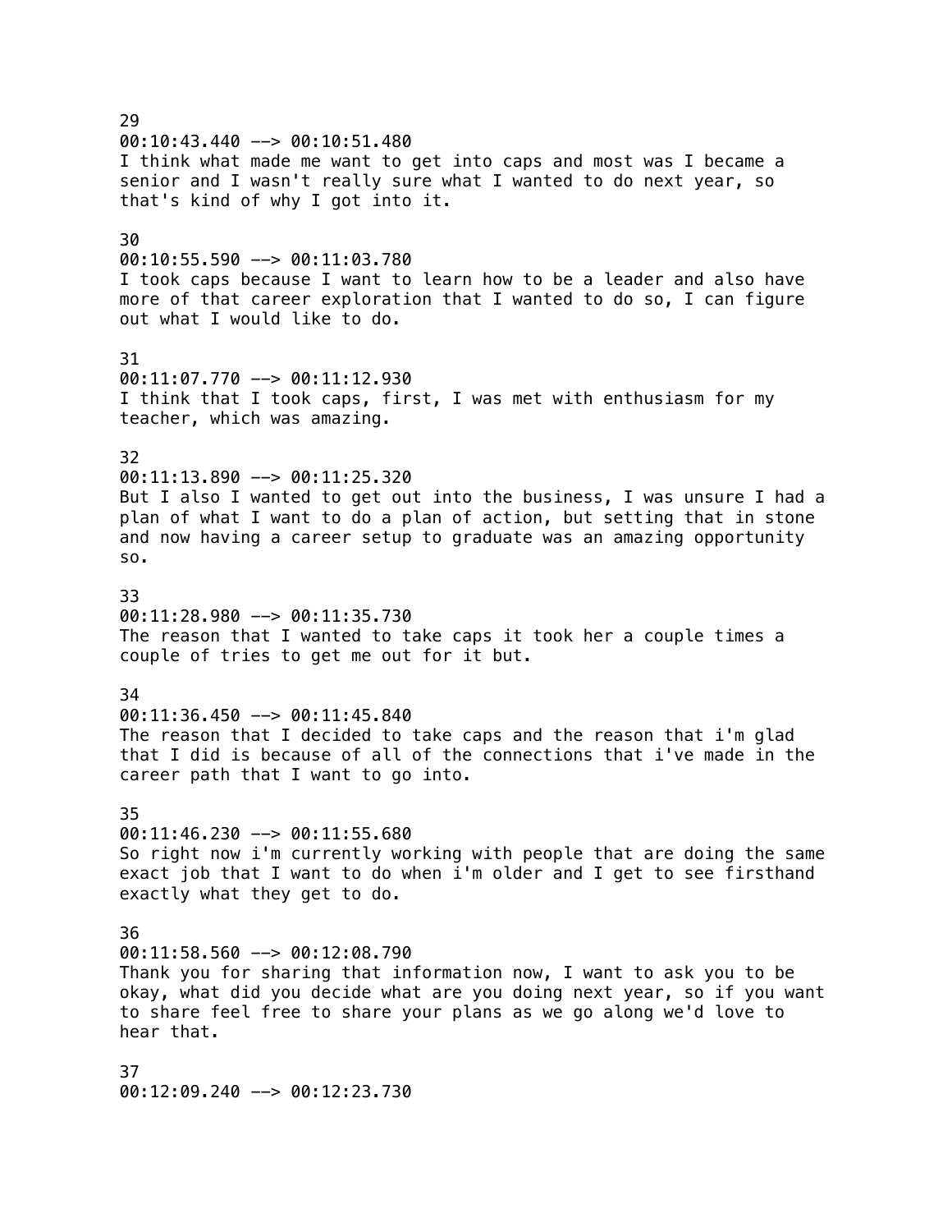29
00:10:43.440 --> 00:10:51.480
I think what made me want to get into caps and most was I became a senior and I wasn't really sure what I wanted to do next year, so that's kind of why I got into it.

30
00:10:55.590 --> 00:11:03.780
I took caps because I want to learn how to be a leader and also have more of that career exploration that I wanted to do so, I can figure out what I would like to do.

31
00:11:07.770 --> 00:11:12.930
I think that I took caps, first, I was met with enthusiasm for my teacher, which was amazing.

32
00:11:13.890 --> 00:11:25.320
But I also I wanted to get out into the business, I was unsure I had a plan of what I want to do a plan of action, but setting that in stone and now having a career setup to graduate was an amazing opportunity so.

33
00:11:28.980 --> 00:11:35.730
The reason that I wanted to take caps it took her a couple times a couple of tries to get me out for it but.

34
00:11:36.450 --> 00:11:45.840
The reason that I decided to take caps and the reason that i'm glad that I did is because of all of the connections that i've made in the career path that I want to go into.

35
00:11:46.230 --> 00:11:55.680
So right now i'm currently working with people that are doing the same exact job that I want to do when i'm older and I get to see firsthand exactly what they get to do.

36
00:11:58.560 --> 00:12:08.790
Thank you for sharing that information now, I want to ask you to be okay, what did you decide what are you doing next year, so if you want to share feel free to share your plans as we go along we'd love to hear that.

37
00:12:09.240 --> 00:12:23.730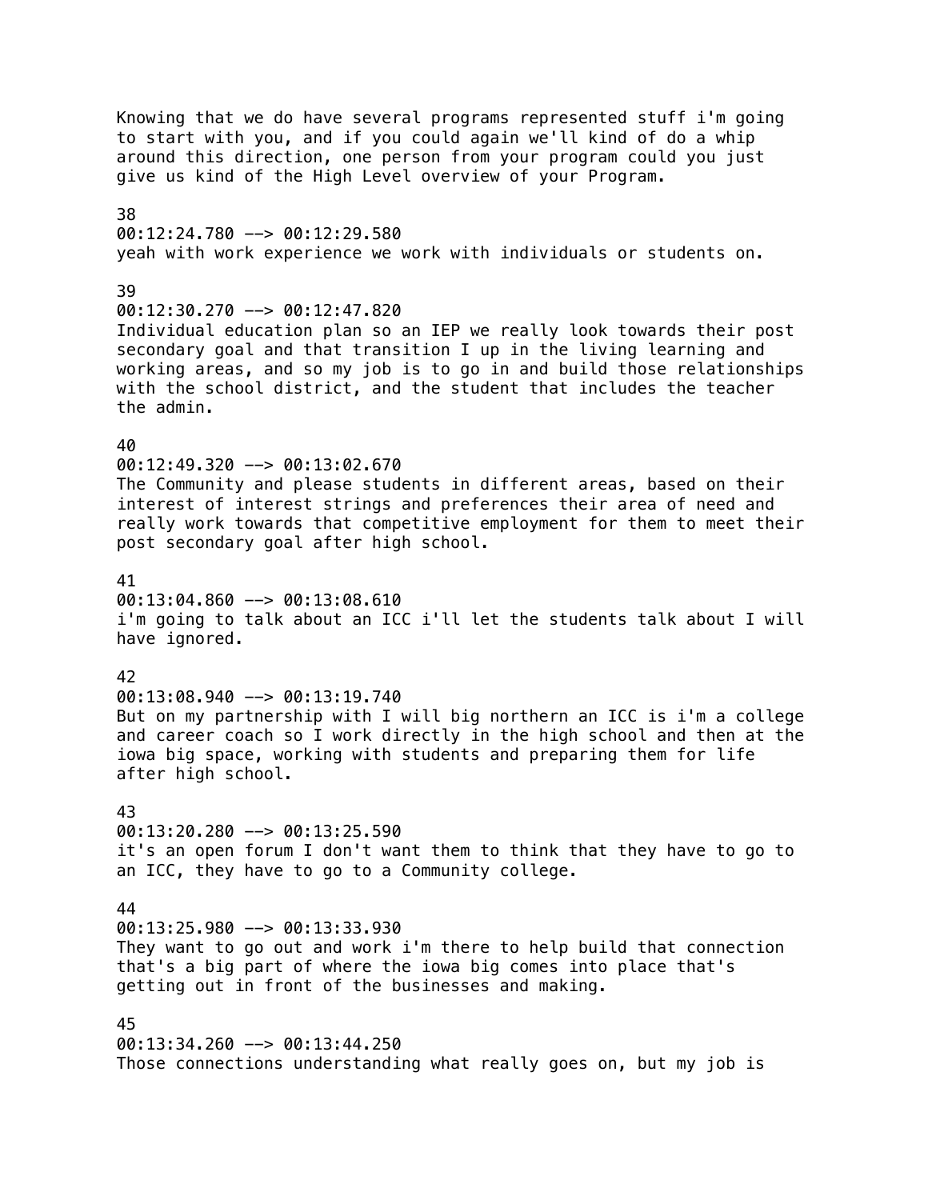Knowing that we do have several programs represented stuff i'm going to start with you, and if you could again we'll kind of do a whip around this direction, one person from your program could you just give us kind of the High Level overview of your Program.

38
00:12:24.780 --> 00:12:29.580
yeah with work experience we work with individuals or students on.

39
00:12:30.270 --> 00:12:47.820
Individual education plan so an IEP we really look towards their post secondary goal and that transition I up in the living learning and working areas, and so my job is to go in and build those relationships with the school district, and the student that includes the teacher the admin.

40
00:12:49.320 --> 00:13:02.670
The Community and please students in different areas, based on their interest of interest strings and preferences their area of need and really work towards that competitive employment for them to meet their post secondary goal after high school.

41
00:13:04.860 --> 00:13:08.610
i'm going to talk about an ICC i'll let the students talk about I will have ignored.

42
00:13:08.940 --> 00:13:19.740
But on my partnership with I will big northern an ICC is i'm a college and career coach so I work directly in the high school and then at the iowa big space, working with students and preparing them for life after high school.

43
00:13:20.280 --> 00:13:25.590
it's an open forum I don't want them to think that they have to go to an ICC, they have to go to a Community college.

44
00:13:25.980 --> 00:13:33.930
They want to go out and work i'm there to help build that connection that's a big part of where the iowa big comes into place that's getting out in front of the businesses and making.

45
00:13:34.260 --> 00:13:44.250
Those connections understanding what really goes on, but my job is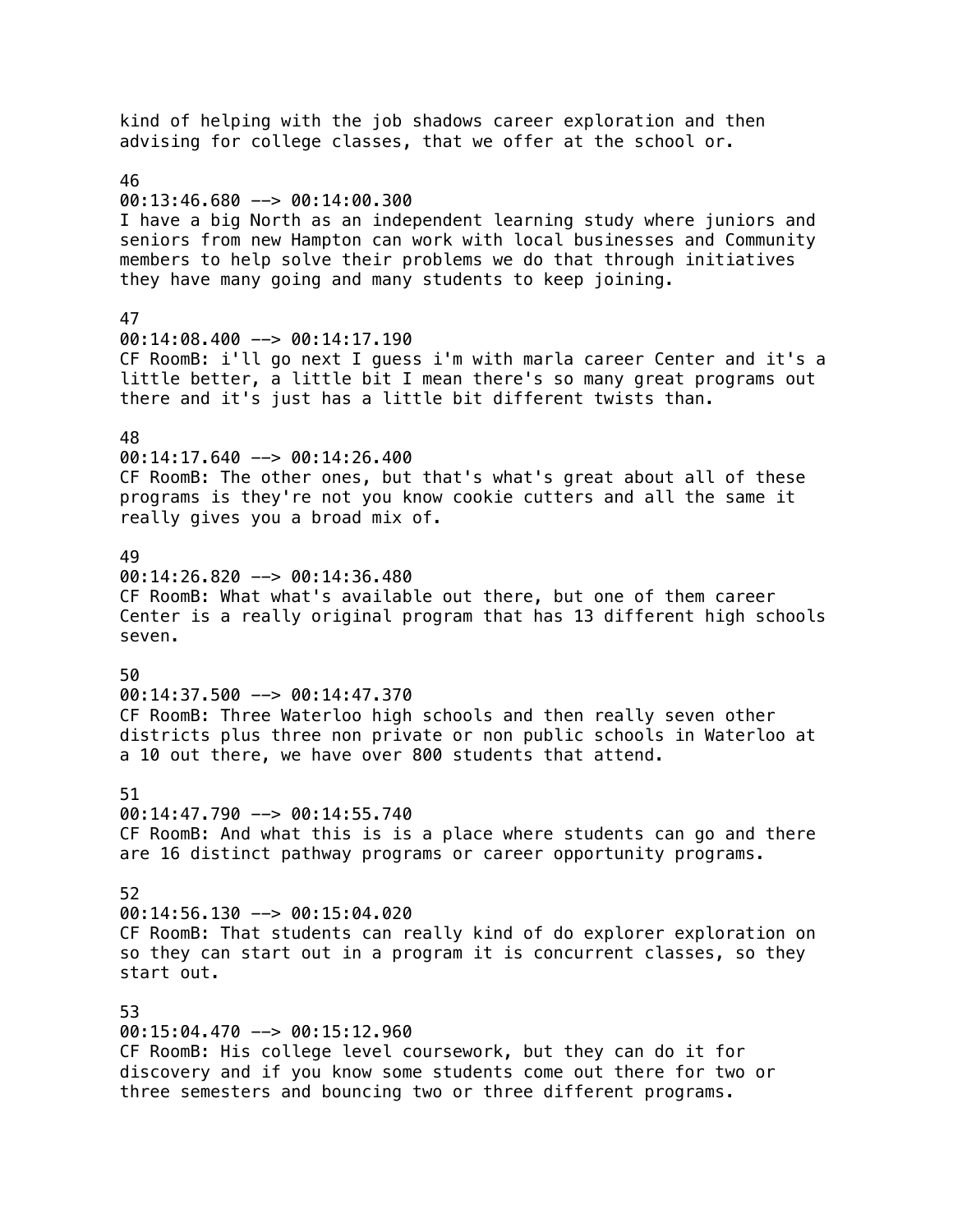kind of helping with the job shadows career exploration and then advising for college classes, that we offer at the school or.

46
00:13:46.680 --> 00:14:00.300
I have a big North as an independent learning study where juniors and seniors from new Hampton can work with local businesses and Community members to help solve their problems we do that through initiatives they have many going and many students to keep joining.

47
00:14:08.400 --> 00:14:17.190
CF RoomB: i'll go next I guess i'm with marla career Center and it's a little better, a little bit I mean there's so many great programs out there and it's just has a little bit different twists than.

48
00:14:17.640 --> 00:14:26.400
CF RoomB: The other ones, but that's what's great about all of these programs is they're not you know cookie cutters and all the same it really gives you a broad mix of.

49
00:14:26.820 --> 00:14:36.480
CF RoomB: What what's available out there, but one of them career Center is a really original program that has 13 different high schools seven.

50
00:14:37.500 --> 00:14:47.370
CF RoomB: Three Waterloo high schools and then really seven other districts plus three non private or non public schools in Waterloo at a 10 out there, we have over 800 students that attend.

51
00:14:47.790 --> 00:14:55.740
CF RoomB: And what this is is a place where students can go and there are 16 distinct pathway programs or career opportunity programs.

52
00:14:56.130 --> 00:15:04.020
CF RoomB: That students can really kind of do explorer exploration on so they can start out in a program it is concurrent classes, so they start out.

53
00:15:04.470 --> 00:15:12.960
CF RoomB: His college level coursework, but they can do it for discovery and if you know some students come out there for two or three semesters and bouncing two or three different programs.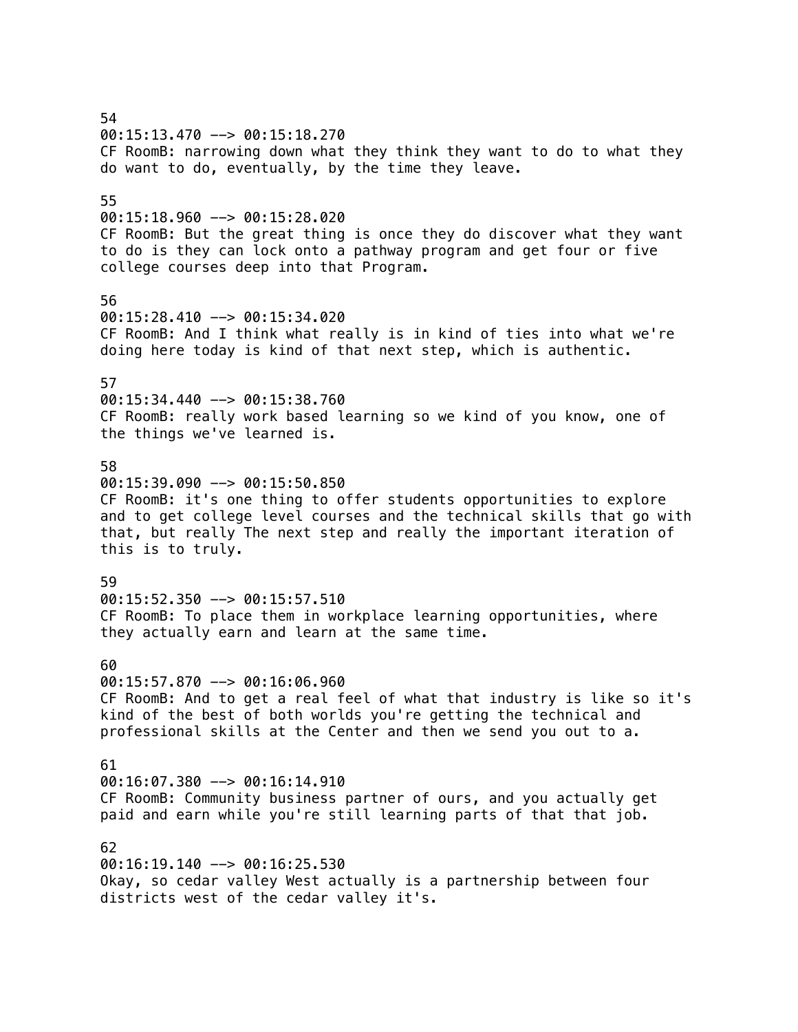54
00:15:13.470 --> 00:15:18.270
CF RoomB: narrowing down what they think they want to do to what they do want to do, eventually, by the time they leave.

55
00:15:18.960 --> 00:15:28.020
CF RoomB: But the great thing is once they do discover what they want to do is they can lock onto a pathway program and get four or five college courses deep into that Program.

56
00:15:28.410 --> 00:15:34.020
CF RoomB: And I think what really is in kind of ties into what we're doing here today is kind of that next step, which is authentic.

57
00:15:34.440 --> 00:15:38.760
CF RoomB: really work based learning so we kind of you know, one of the things we've learned is.

58
00:15:39.090 --> 00:15:50.850
CF RoomB: it's one thing to offer students opportunities to explore and to get college level courses and the technical skills that go with that, but really The next step and really the important iteration of this is to truly.

59
00:15:52.350 --> 00:15:57.510
CF RoomB: To place them in workplace learning opportunities, where they actually earn and learn at the same time.

60
00:15:57.870 --> 00:16:06.960
CF RoomB: And to get a real feel of what that industry is like so it's kind of the best of both worlds you're getting the technical and professional skills at the Center and then we send you out to a.

61
00:16:07.380 --> 00:16:14.910
CF RoomB: Community business partner of ours, and you actually get paid and earn while you're still learning parts of that that job.

62
00:16:19.140 --> 00:16:25.530
Okay, so cedar valley West actually is a partnership between four districts west of the cedar valley it's.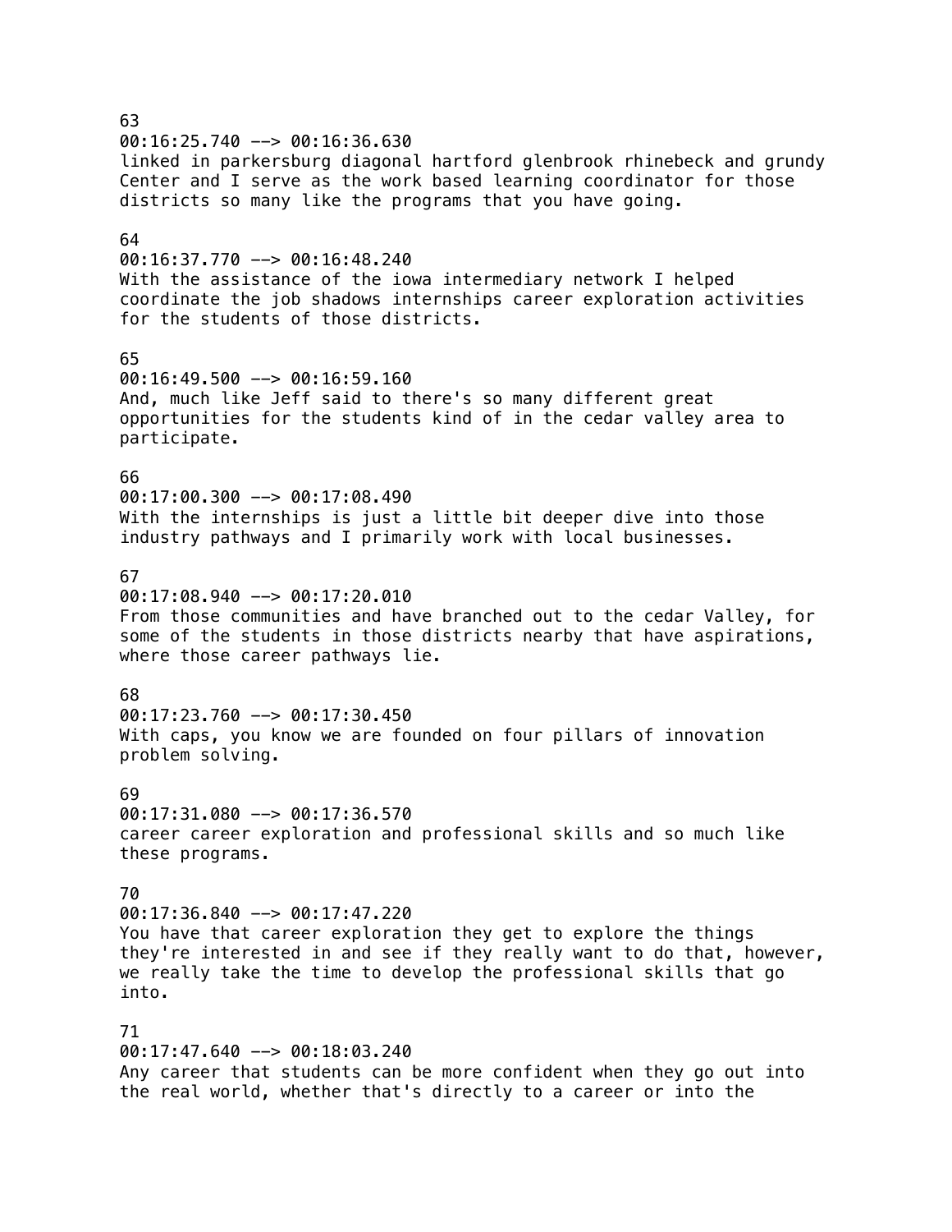63
00:16:25.740 --> 00:16:36.630
linked in parkersburg diagonal hartford glenbrook rhinebeck and grundy Center and I serve as the work based learning coordinator for those districts so many like the programs that you have going.

64
00:16:37.770 --> 00:16:48.240
With the assistance of the iowa intermediary network I helped coordinate the job shadows internships career exploration activities for the students of those districts.

65
00:16:49.500 --> 00:16:59.160
And, much like Jeff said to there's so many different great opportunities for the students kind of in the cedar valley area to participate.

66
00:17:00.300 --> 00:17:08.490
With the internships is just a little bit deeper dive into those industry pathways and I primarily work with local businesses.

67
00:17:08.940 --> 00:17:20.010
From those communities and have branched out to the cedar Valley, for some of the students in those districts nearby that have aspirations, where those career pathways lie.

68
00:17:23.760 --> 00:17:30.450
With caps, you know we are founded on four pillars of innovation problem solving.

69
00:17:31.080 --> 00:17:36.570
career career exploration and professional skills and so much like these programs.

70
00:17:36.840 --> 00:17:47.220
You have that career exploration they get to explore the things they're interested in and see if they really want to do that, however, we really take the time to develop the professional skills that go into.

71
00:17:47.640 --> 00:18:03.240
Any career that students can be more confident when they go out into the real world, whether that's directly to a career or into the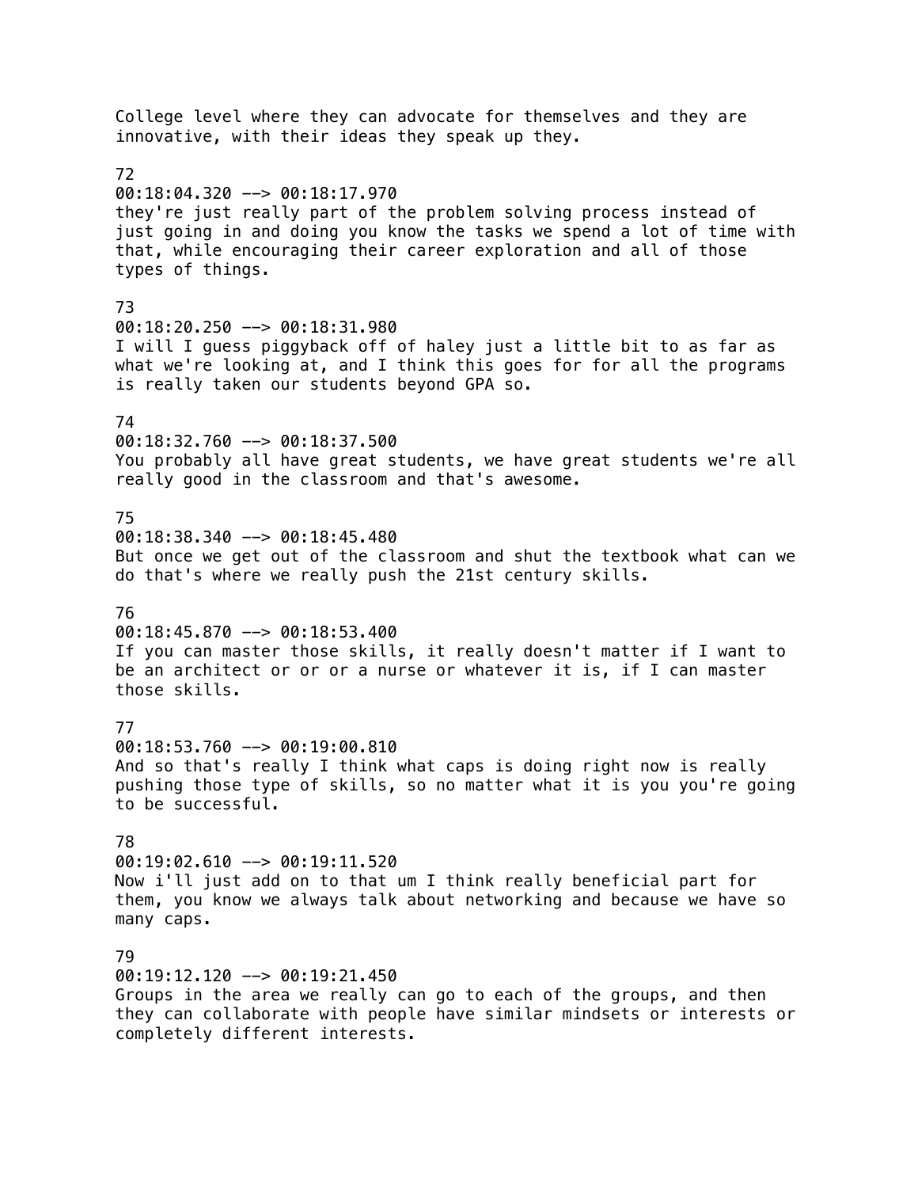College level where they can advocate for themselves and they are innovative, with their ideas they speak up they.

72
00:18:04.320 --> 00:18:17.970
they're just really part of the problem solving process instead of just going in and doing you know the tasks we spend a lot of time with that, while encouraging their career exploration and all of those types of things.

73
00:18:20.250 --> 00:18:31.980
I will I guess piggyback off of haley just a little bit to as far as what we're looking at, and I think this goes for for all the programs is really taken our students beyond GPA so.

74
00:18:32.760 --> 00:18:37.500
You probably all have great students, we have great students we're all really good in the classroom and that's awesome.

75
00:18:38.340 --> 00:18:45.480
But once we get out of the classroom and shut the textbook what can we do that's where we really push the 21st century skills.

76
00:18:45.870 --> 00:18:53.400
If you can master those skills, it really doesn't matter if I want to be an architect or or or a nurse or whatever it is, if I can master those skills.

77
00:18:53.760 --> 00:19:00.810
And so that's really I think what caps is doing right now is really pushing those type of skills, so no matter what it is you you're going to be successful.

78
00:19:02.610 --> 00:19:11.520
Now i'll just add on to that um I think really beneficial part for them, you know we always talk about networking and because we have so many caps.

79
00:19:12.120 --> 00:19:21.450
Groups in the area we really can go to each of the groups, and then they can collaborate with people have similar mindsets or interests or completely different interests.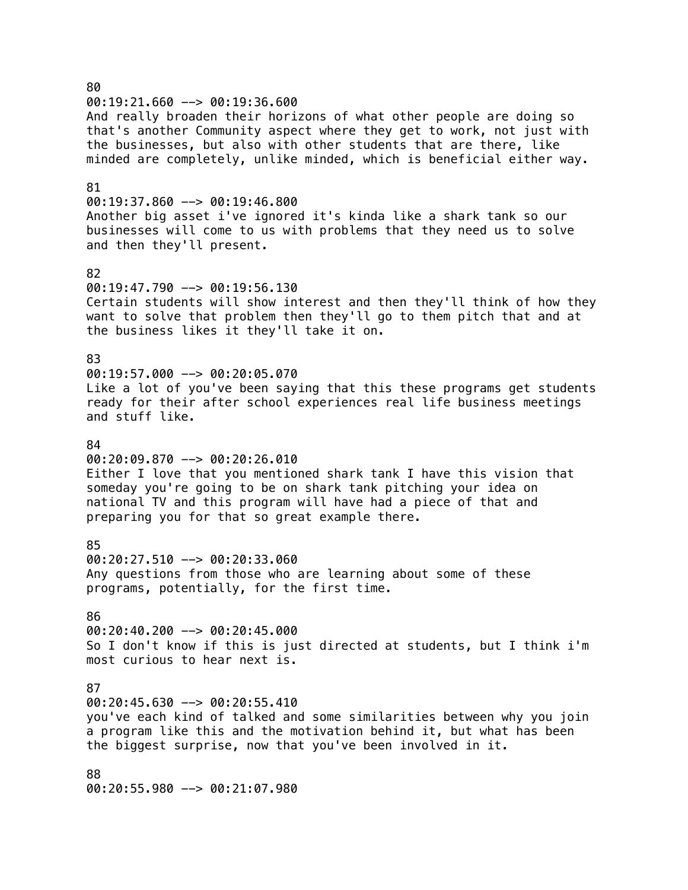80
00:19:21.660 --> 00:19:36.600
And really broaden their horizons of what other people are doing so that's another Community aspect where they get to work, not just with the businesses, but also with other students that are there, like minded are completely, unlike minded, which is beneficial either way.

81
00:19:37.860 --> 00:19:46.800
Another big asset i've ignored it's kinda like a shark tank so our businesses will come to us with problems that they need us to solve and then they'll present.

82
00:19:47.790 --> 00:19:56.130
Certain students will show interest and then they'll think of how they want to solve that problem then they'll go to them pitch that and at the business likes it they'll take it on.

83
00:19:57.000 --> 00:20:05.070
Like a lot of you've been saying that this these programs get students ready for their after school experiences real life business meetings and stuff like.

84
00:20:09.870 --> 00:20:26.010
Either I love that you mentioned shark tank I have this vision that someday you're going to be on shark tank pitching your idea on national TV and this program will have had a piece of that and preparing you for that so great example there.

85
00:20:27.510 --> 00:20:33.060
Any questions from those who are learning about some of these programs, potentially, for the first time.

86
00:20:40.200 --> 00:20:45.000
So I don't know if this is just directed at students, but I think i'm most curious to hear next is.

87
00:20:45.630 --> 00:20:55.410
you've each kind of talked and some similarities between why you join a program like this and the motivation behind it, but what has been the biggest surprise, now that you've been involved in it.

88
00:20:55.980 --> 00:21:07.980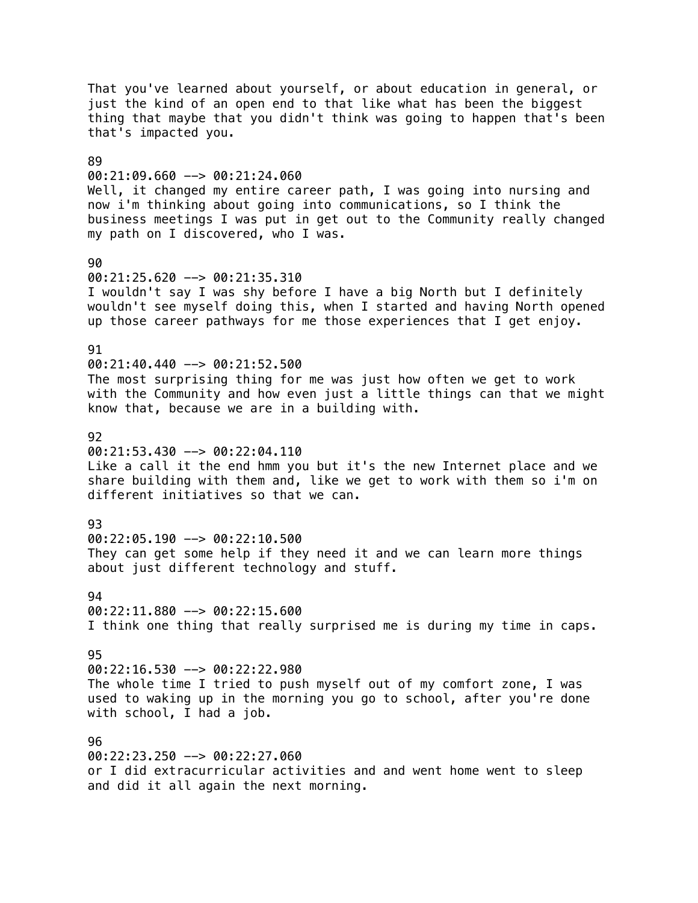That you've learned about yourself, or about education in general, or just the kind of an open end to that like what has been the biggest thing that maybe that you didn't think was going to happen that's been that's impacted you.

89
00:21:09.660 --> 00:21:24.060
Well, it changed my entire career path, I was going into nursing and now i'm thinking about going into communications, so I think the business meetings I was put in get out to the Community really changed my path on I discovered, who I was.

90
00:21:25.620 --> 00:21:35.310
I wouldn't say I was shy before I have a big North but I definitely wouldn't see myself doing this, when I started and having North opened up those career pathways for me those experiences that I get enjoy.

91
00:21:40.440 --> 00:21:52.500
The most surprising thing for me was just how often we get to work with the Community and how even just a little things can that we might know that, because we are in a building with.

92
00:21:53.430 --> 00:22:04.110
Like a call it the end hmm you but it's the new Internet place and we share building with them and, like we get to work with them so i'm on different initiatives so that we can.

93
00:22:05.190 --> 00:22:10.500
They can get some help if they need it and we can learn more things about just different technology and stuff.

94
00:22:11.880 --> 00:22:15.600
I think one thing that really surprised me is during my time in caps.

95
00:22:16.530 --> 00:22:22.980
The whole time I tried to push myself out of my comfort zone, I was used to waking up in the morning you go to school, after you're done with school, I had a job.

96
00:22:23.250 --> 00:22:27.060
or I did extracurricular activities and and went home went to sleep and did it all again the next morning.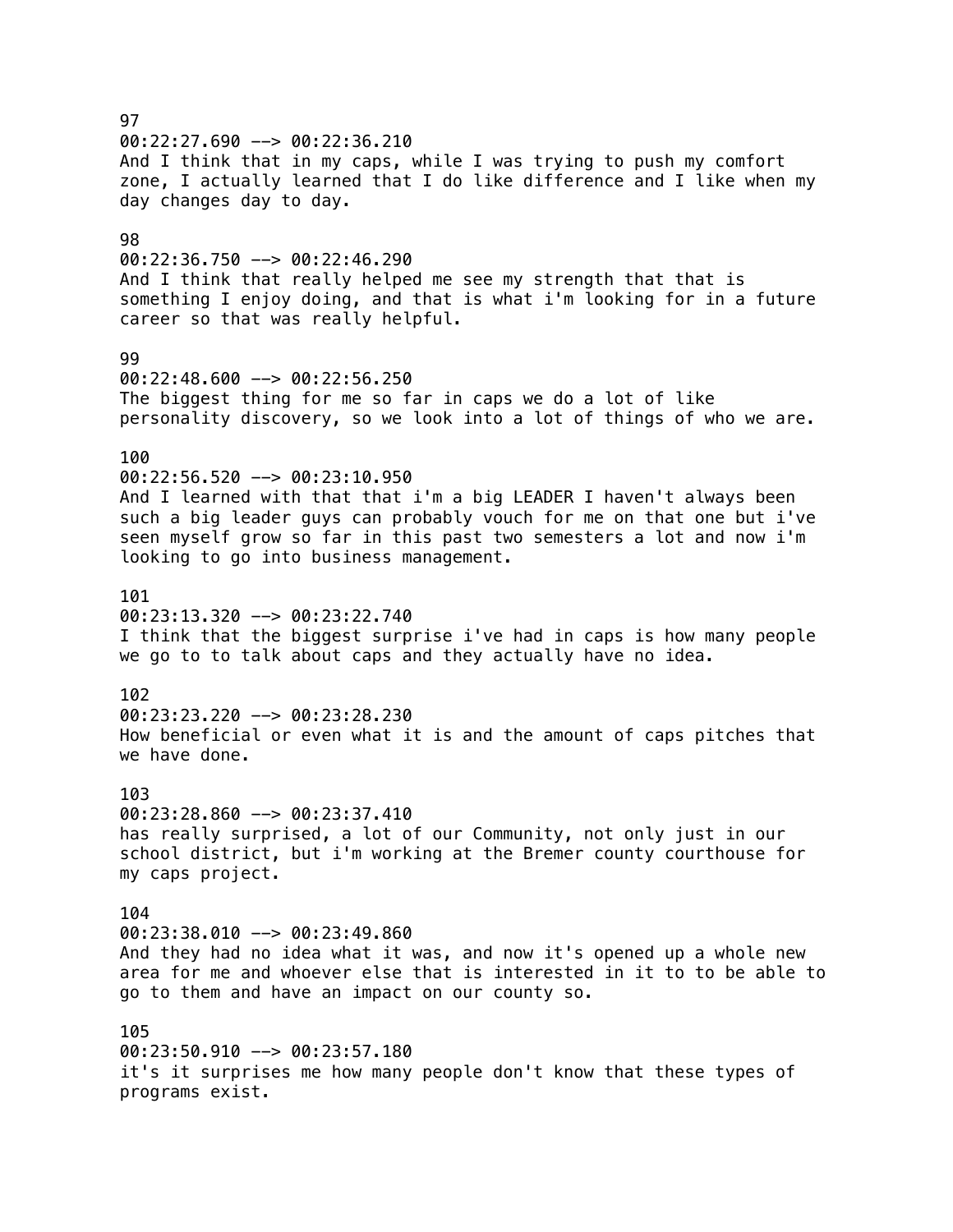97
00:22:27.690 --> 00:22:36.210
And I think that in my caps, while I was trying to push my comfort zone, I actually learned that I do like difference and I like when my day changes day to day.

98
00:22:36.750 --> 00:22:46.290
And I think that really helped me see my strength that that is something I enjoy doing, and that is what i'm looking for in a future career so that was really helpful.

99
00:22:48.600 --> 00:22:56.250
The biggest thing for me so far in caps we do a lot of like personality discovery, so we look into a lot of things of who we are.

100
00:22:56.520 --> 00:23:10.950
And I learned with that that i'm a big LEADER I haven't always been such a big leader guys can probably vouch for me on that one but i've seen myself grow so far in this past two semesters a lot and now i'm looking to go into business management.

101
00:23:13.320 --> 00:23:22.740
I think that the biggest surprise i've had in caps is how many people we go to to talk about caps and they actually have no idea.

102
00:23:23.220 --> 00:23:28.230
How beneficial or even what it is and the amount of caps pitches that we have done.

103
00:23:28.860 --> 00:23:37.410
has really surprised, a lot of our Community, not only just in our school district, but i'm working at the Bremer county courthouse for my caps project.

104
00:23:38.010 --> 00:23:49.860
And they had no idea what it was, and now it's opened up a whole new area for me and whoever else that is interested in it to to be able to go to them and have an impact on our county so.

105
00:23:50.910 --> 00:23:57.180
it's it surprises me how many people don't know that these types of programs exist.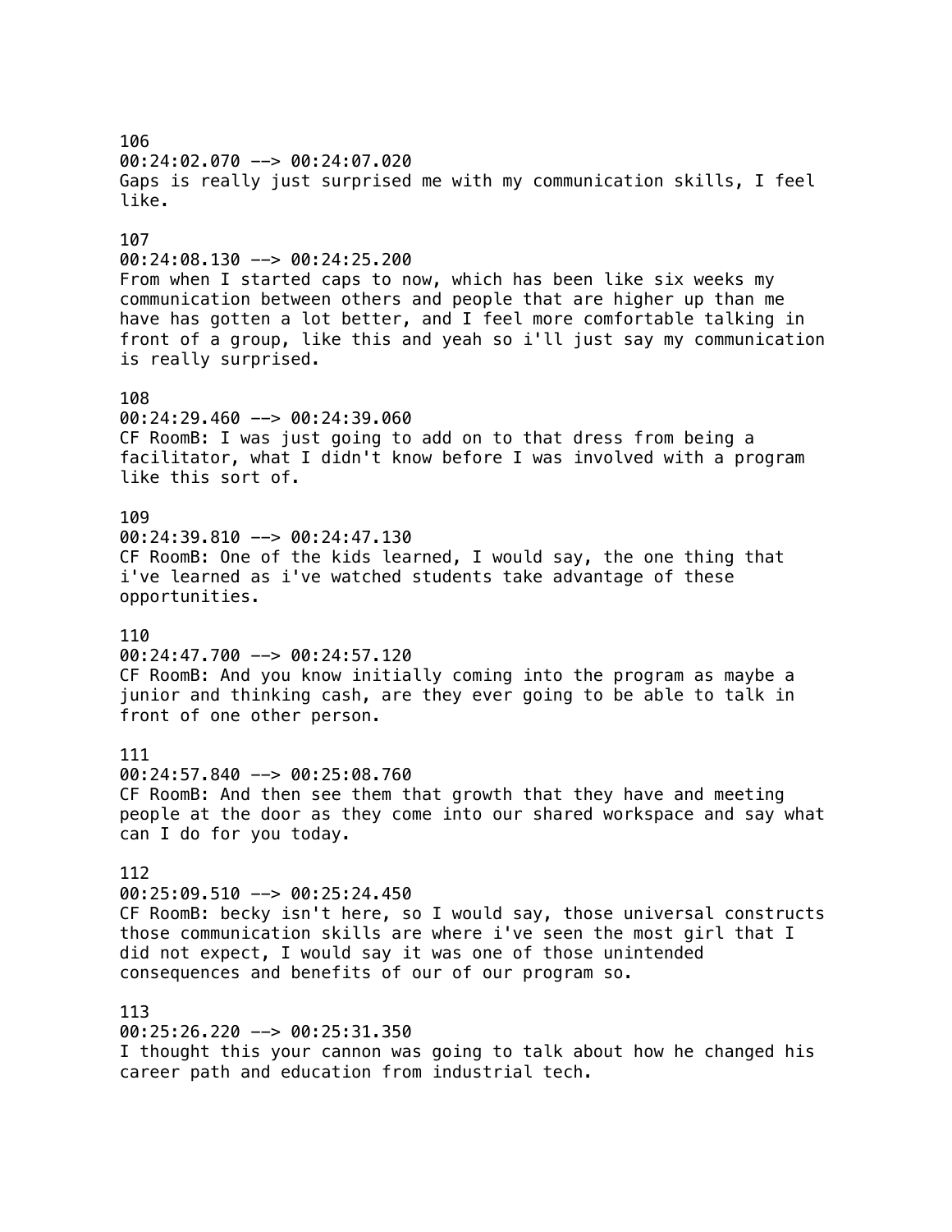106
00:24:02.070 --> 00:24:07.020
Gaps is really just surprised me with my communication skills, I feel like.

107
00:24:08.130 --> 00:24:25.200
From when I started caps to now, which has been like six weeks my communication between others and people that are higher up than me have has gotten a lot better, and I feel more comfortable talking in front of a group, like this and yeah so i'll just say my communication is really surprised.

108
00:24:29.460 --> 00:24:39.060
CF RoomB: I was just going to add on to that dress from being a facilitator, what I didn't know before I was involved with a program like this sort of.

109
00:24:39.810 --> 00:24:47.130
CF RoomB: One of the kids learned, I would say, the one thing that i've learned as i've watched students take advantage of these opportunities.

110
00:24:47.700 --> 00:24:57.120
CF RoomB: And you know initially coming into the program as maybe a junior and thinking cash, are they ever going to be able to talk in front of one other person.

111
00:24:57.840 --> 00:25:08.760
CF RoomB: And then see them that growth that they have and meeting people at the door as they come into our shared workspace and say what can I do for you today.

112
00:25:09.510 --> 00:25:24.450
CF RoomB: becky isn't here, so I would say, those universal constructs those communication skills are where i've seen the most girl that I did not expect, I would say it was one of those unintended consequences and benefits of our of our program so.

113
00:25:26.220 --> 00:25:31.350
I thought this your cannon was going to talk about how he changed his career path and education from industrial tech.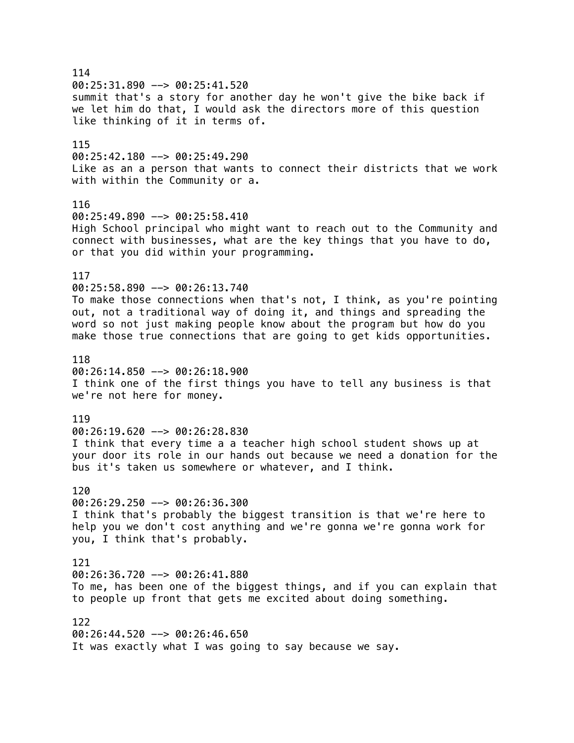114
00:25:31.890 --> 00:25:41.520
summit that's a story for another day he won't give the bike back if we let him do that, I would ask the directors more of this question like thinking of it in terms of.

115
00:25:42.180 --> 00:25:49.290
Like as an a person that wants to connect their districts that we work with within the Community or a.

116
00:25:49.890 --> 00:25:58.410
High School principal who might want to reach out to the Community and connect with businesses, what are the key things that you have to do, or that you did within your programming.

117
00:25:58.890 --> 00:26:13.740
To make those connections when that's not, I think, as you're pointing out, not a traditional way of doing it, and things and spreading the word so not just making people know about the program but how do you make those true connections that are going to get kids opportunities.

118
00:26:14.850 --> 00:26:18.900
I think one of the first things you have to tell any business is that we're not here for money.

119
00:26:19.620 --> 00:26:28.830
I think that every time a a teacher high school student shows up at your door its role in our hands out because we need a donation for the bus it's taken us somewhere or whatever, and I think.

120
00:26:29.250 --> 00:26:36.300
I think that's probably the biggest transition is that we're here to help you we don't cost anything and we're gonna we're gonna work for you, I think that's probably.

121
00:26:36.720 --> 00:26:41.880
To me, has been one of the biggest things, and if you can explain that to people up front that gets me excited about doing something.

122
00:26:44.520 --> 00:26:46.650
It was exactly what I was going to say because we say.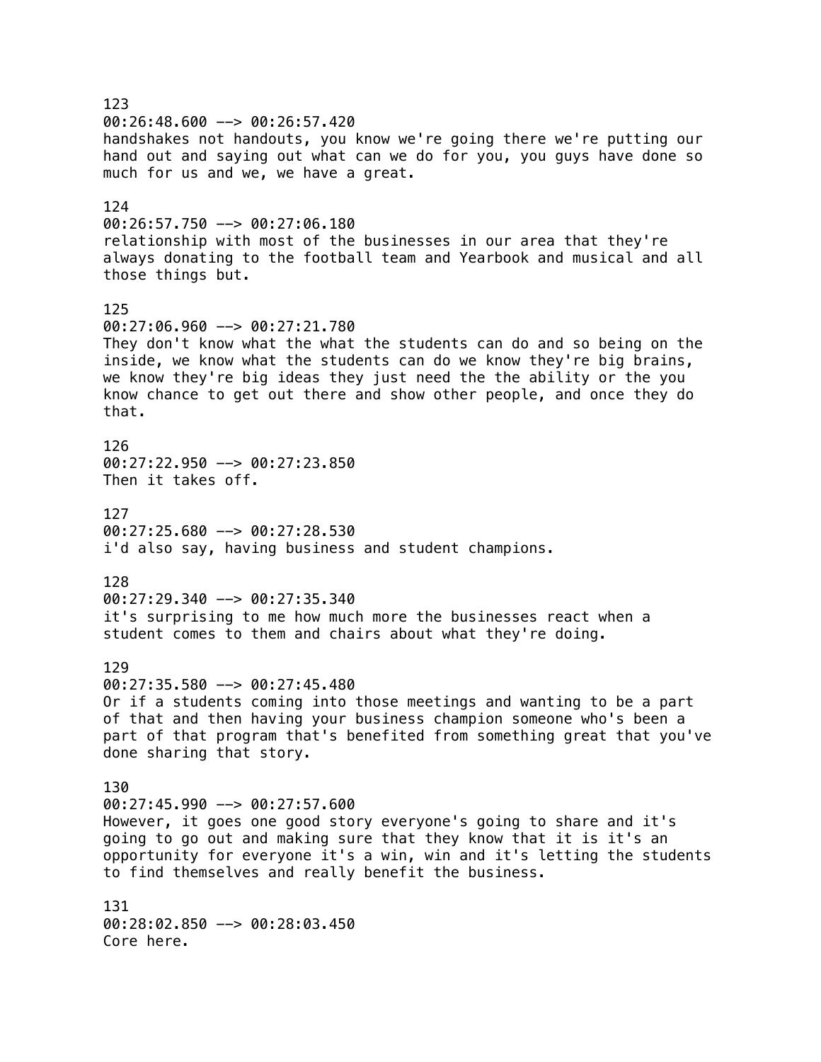123
00:26:48.600 --> 00:26:57.420
handshakes not handouts, you know we're going there we're putting our hand out and saying out what can we do for you, you guys have done so much for us and we, we have a great.

124
00:26:57.750 --> 00:27:06.180
relationship with most of the businesses in our area that they're always donating to the football team and Yearbook and musical and all those things but.

125
00:27:06.960 --> 00:27:21.780
They don't know what the what the students can do and so being on the inside, we know what the students can do we know they're big brains, we know they're big ideas they just need the the ability or the you know chance to get out there and show other people, and once they do that.

126
00:27:22.950 --> 00:27:23.850
Then it takes off.

127
00:27:25.680 --> 00:27:28.530
i'd also say, having business and student champions.

128
00:27:29.340 --> 00:27:35.340
it's surprising to me how much more the businesses react when a student comes to them and chairs about what they're doing.

129
00:27:35.580 --> 00:27:45.480
Or if a students coming into those meetings and wanting to be a part of that and then having your business champion someone who's been a part of that program that's benefited from something great that you've done sharing that story.

130
00:27:45.990 --> 00:27:57.600
However, it goes one good story everyone's going to share and it's going to go out and making sure that they know that it is it's an opportunity for everyone it's a win, win and it's letting the students to find themselves and really benefit the business.

131
00:28:02.850 --> 00:28:03.450
Core here.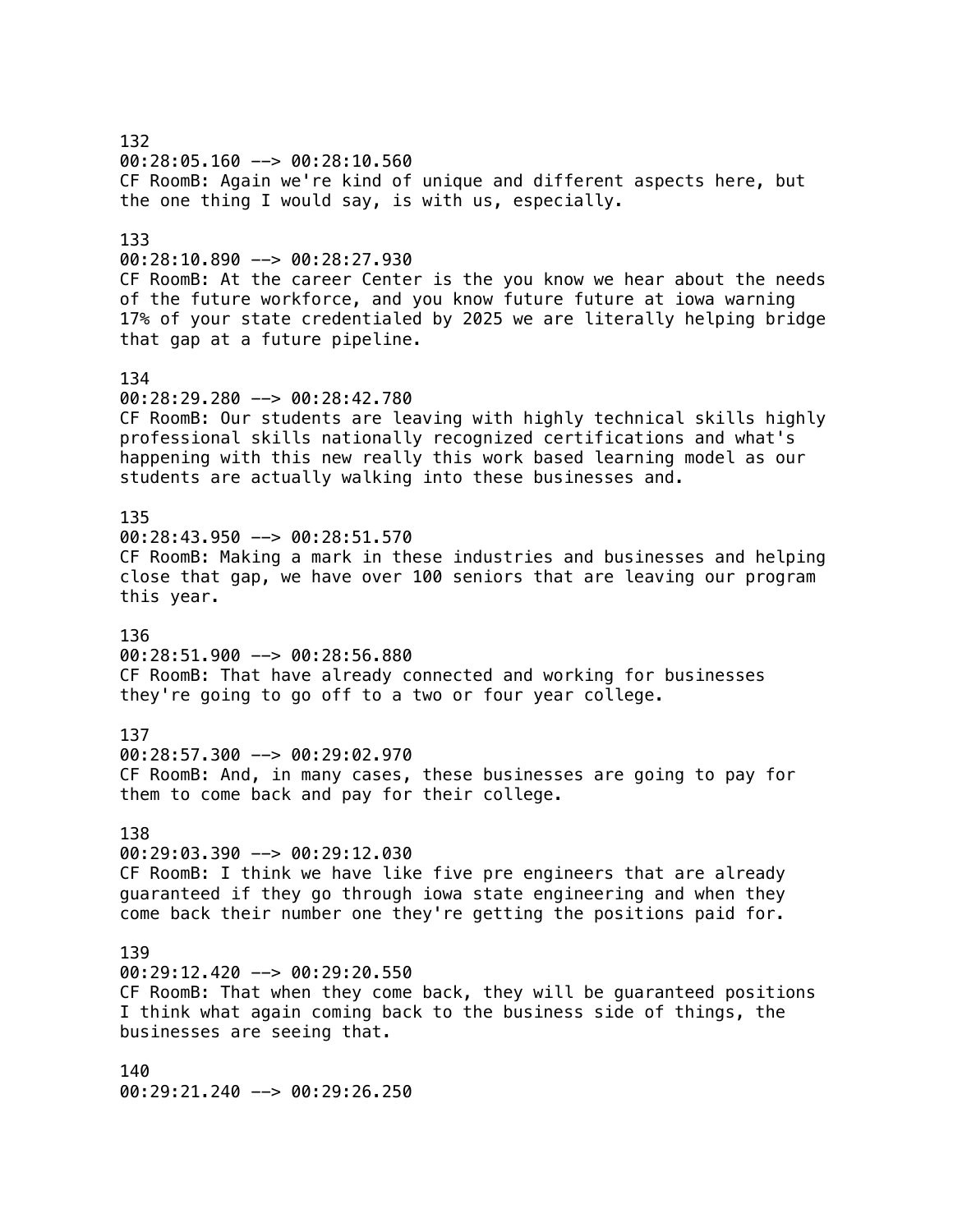132
00:28:05.160 --> 00:28:10.560
CF RoomB: Again we're kind of unique and different aspects here, but the one thing I would say, is with us, especially.

133
00:28:10.890 --> 00:28:27.930
CF RoomB: At the career Center is the you know we hear about the needs of the future workforce, and you know future future at iowa warning 17% of your state credentialed by 2025 we are literally helping bridge that gap at a future pipeline.

134
00:28:29.280 --> 00:28:42.780
CF RoomB: Our students are leaving with highly technical skills highly professional skills nationally recognized certifications and what's happening with this new really this work based learning model as our students are actually walking into these businesses and.

135
00:28:43.950 --> 00:28:51.570
CF RoomB: Making a mark in these industries and businesses and helping close that gap, we have over 100 seniors that are leaving our program this year.

136
00:28:51.900 --> 00:28:56.880
CF RoomB: That have already connected and working for businesses they're going to go off to a two or four year college.

137
00:28:57.300 --> 00:29:02.970
CF RoomB: And, in many cases, these businesses are going to pay for them to come back and pay for their college.

138
00:29:03.390 --> 00:29:12.030
CF RoomB: I think we have like five pre engineers that are already guaranteed if they go through iowa state engineering and when they come back their number one they're getting the positions paid for.

139
00:29:12.420 --> 00:29:20.550
CF RoomB: That when they come back, they will be guaranteed positions I think what again coming back to the business side of things, the businesses are seeing that.

140
00:29:21.240 --> 00:29:26.250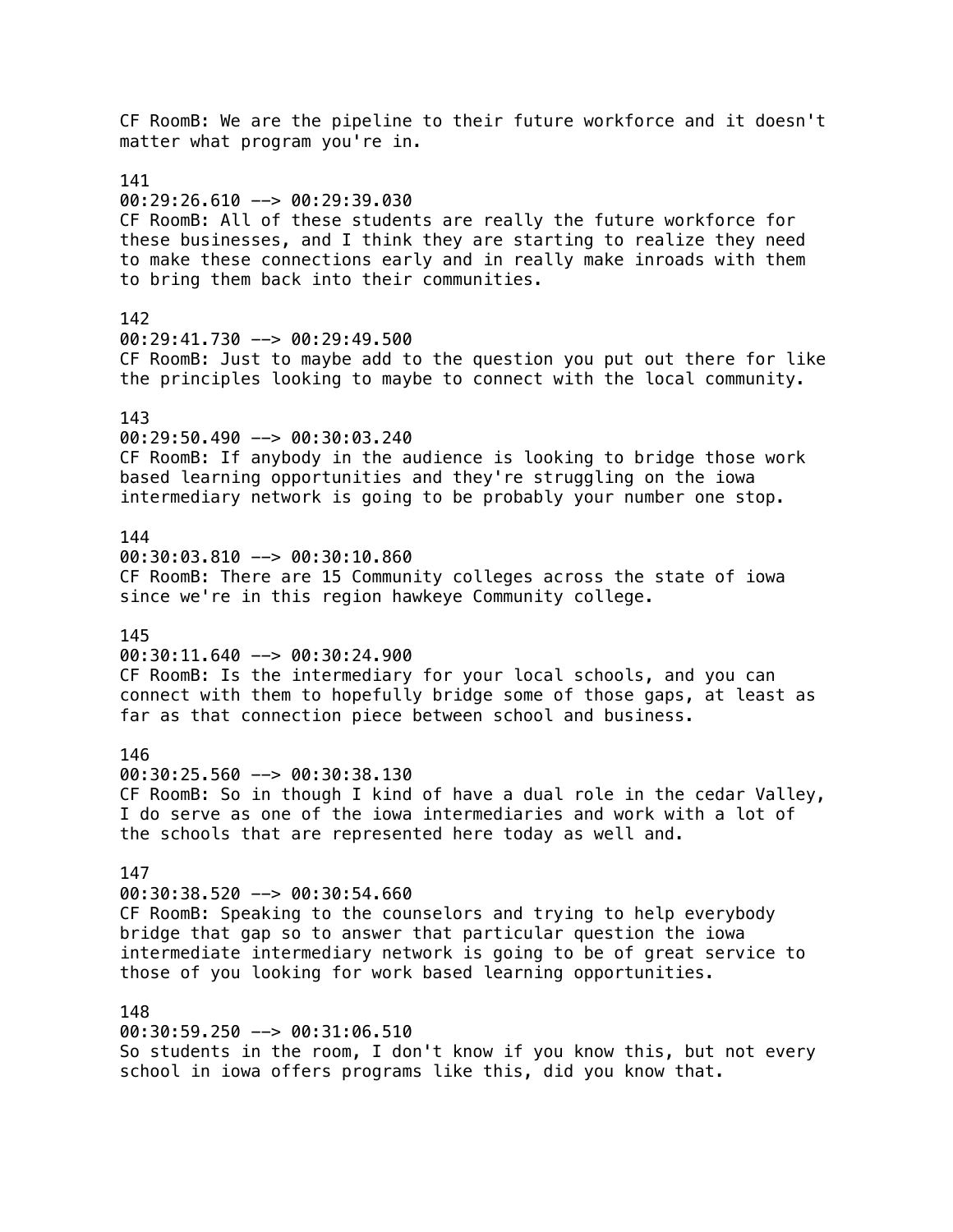CF RoomB: We are the pipeline to their future workforce and it doesn't matter what program you're in.

141
00:29:26.610 --> 00:29:39.030
CF RoomB: All of these students are really the future workforce for these businesses, and I think they are starting to realize they need to make these connections early and in really make inroads with them to bring them back into their communities.

142
00:29:41.730 --> 00:29:49.500
CF RoomB: Just to maybe add to the question you put out there for like the principles looking to maybe to connect with the local community.

143
00:29:50.490 --> 00:30:03.240
CF RoomB: If anybody in the audience is looking to bridge those work based learning opportunities and they're struggling on the iowa intermediary network is going to be probably your number one stop.

144
00:30:03.810 --> 00:30:10.860
CF RoomB: There are 15 Community colleges across the state of iowa since we're in this region hawkeye Community college.

145
00:30:11.640 --> 00:30:24.900
CF RoomB: Is the intermediary for your local schools, and you can connect with them to hopefully bridge some of those gaps, at least as far as that connection piece between school and business.

146
00:30:25.560 --> 00:30:38.130
CF RoomB: So in though I kind of have a dual role in the cedar Valley, I do serve as one of the iowa intermediaries and work with a lot of the schools that are represented here today as well and.

147
00:30:38.520 --> 00:30:54.660
CF RoomB: Speaking to the counselors and trying to help everybody bridge that gap so to answer that particular question the iowa intermediate intermediary network is going to be of great service to those of you looking for work based learning opportunities.

148
00:30:59.250 --> 00:31:06.510
So students in the room, I don't know if you know this, but not every school in iowa offers programs like this, did you know that.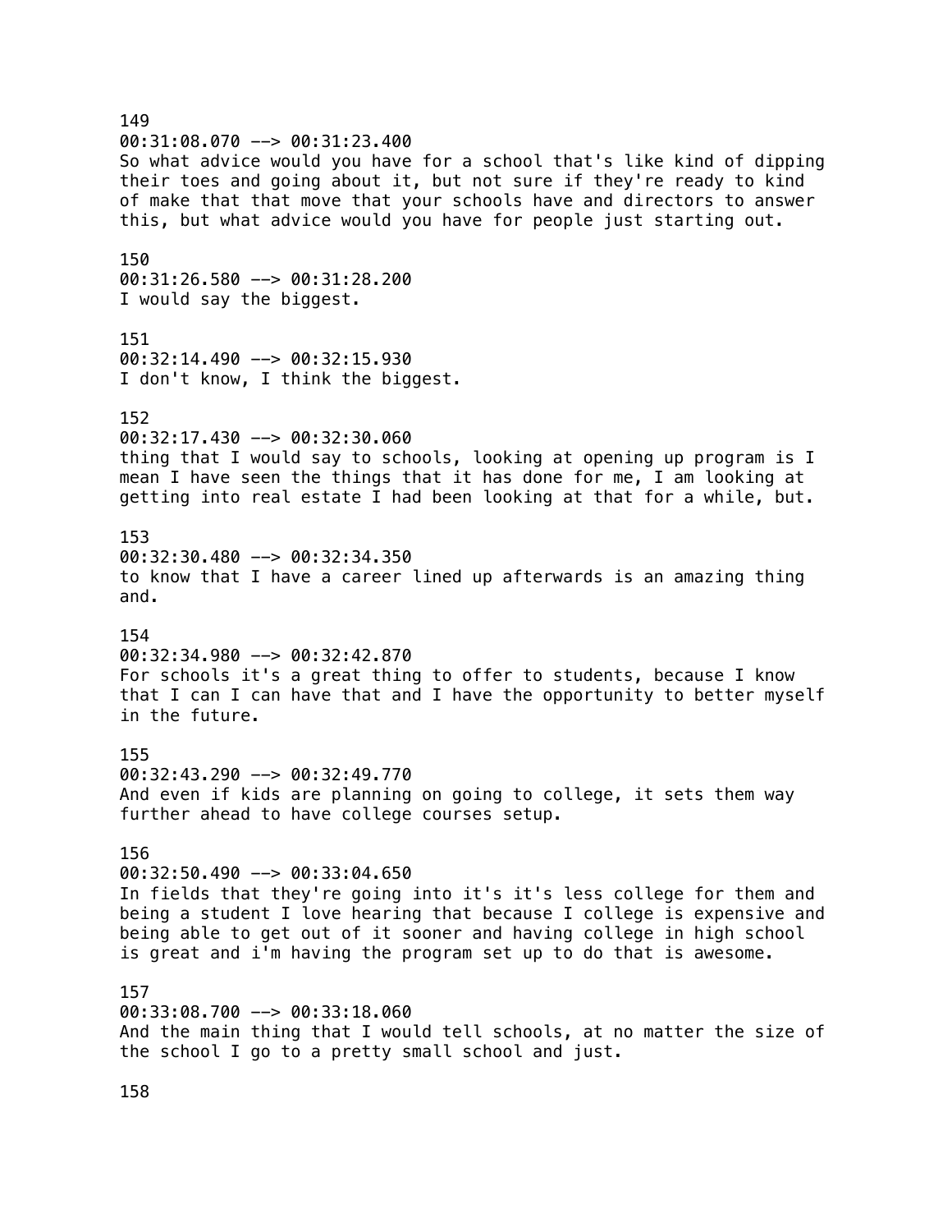149
00:31:08.070 --> 00:31:23.400
So what advice would you have for a school that's like kind of dipping their toes and going about it, but not sure if they're ready to kind of make that that move that your schools have and directors to answer this, but what advice would you have for people just starting out.

150
00:31:26.580 --> 00:31:28.200
I would say the biggest.

151
00:32:14.490 --> 00:32:15.930
I don't know, I think the biggest.

152
00:32:17.430 --> 00:32:30.060
thing that I would say to schools, looking at opening up program is I mean I have seen the things that it has done for me, I am looking at getting into real estate I had been looking at that for a while, but.

153
00:32:30.480 --> 00:32:34.350
to know that I have a career lined up afterwards is an amazing thing and.

154
00:32:34.980 --> 00:32:42.870
For schools it's a great thing to offer to students, because I know that I can I can have that and I have the opportunity to better myself in the future.

155
00:32:43.290 --> 00:32:49.770
And even if kids are planning on going to college, it sets them way further ahead to have college courses setup.

156
00:32:50.490 --> 00:33:04.650
In fields that they're going into it's it's less college for them and being a student I love hearing that because I college is expensive and being able to get out of it sooner and having college in high school is great and i'm having the program set up to do that is awesome.

157
00:33:08.700 --> 00:33:18.060
And the main thing that I would tell schools, at no matter the size of the school I go to a pretty small school and just.

158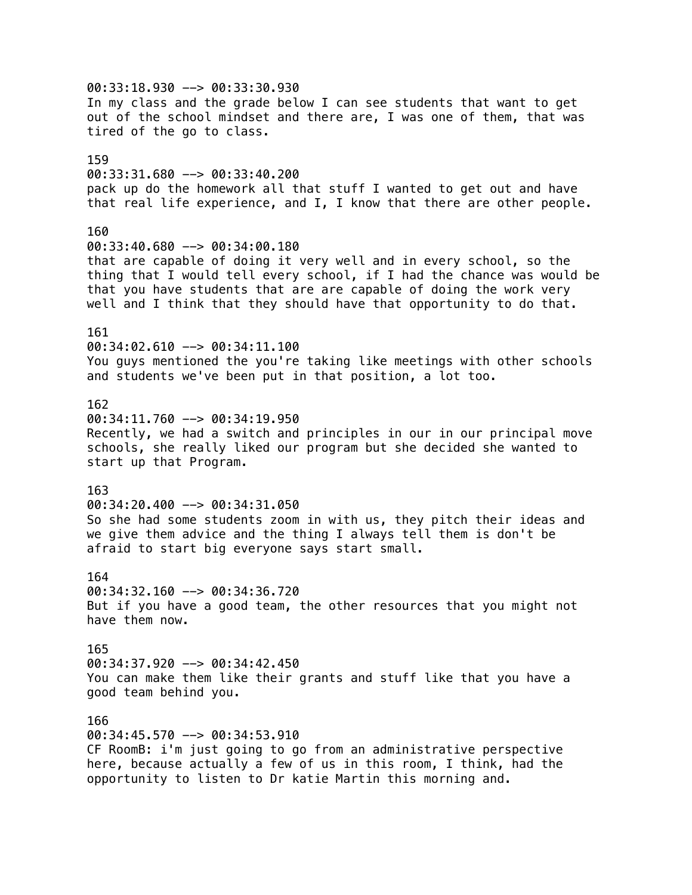00:33:18.930 --> 00:33:30.930
In my class and the grade below I can see students that want to get out of the school mindset and there are, I was one of them, that was tired of the go to class.

159
00:33:31.680 --> 00:33:40.200
pack up do the homework all that stuff I wanted to get out and have that real life experience, and I, I know that there are other people.

160
00:33:40.680 --> 00:34:00.180
that are capable of doing it very well and in every school, so the thing that I would tell every school, if I had the chance was would be that you have students that are are capable of doing the work very well and I think that they should have that opportunity to do that.

161
00:34:02.610 --> 00:34:11.100
You guys mentioned the you're taking like meetings with other schools and students we've been put in that position, a lot too.

162
00:34:11.760 --> 00:34:19.950
Recently, we had a switch and principles in our in our principal move schools, she really liked our program but she decided she wanted to start up that Program.

163
00:34:20.400 --> 00:34:31.050
So she had some students zoom in with us, they pitch their ideas and we give them advice and the thing I always tell them is don't be afraid to start big everyone says start small.

164
00:34:32.160 --> 00:34:36.720
But if you have a good team, the other resources that you might not have them now.

165
00:34:37.920 --> 00:34:42.450
You can make them like their grants and stuff like that you have a good team behind you.

166
00:34:45.570 --> 00:34:53.910
CF RoomB: i'm just going to go from an administrative perspective here, because actually a few of us in this room, I think, had the opportunity to listen to Dr katie Martin this morning and.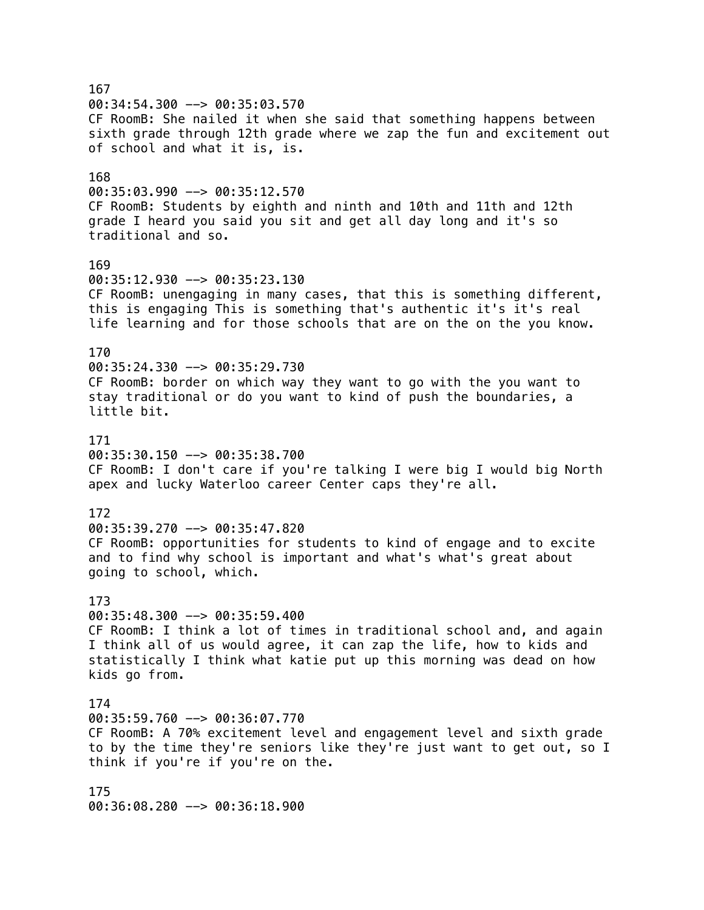167
00:34:54.300 --> 00:35:03.570
CF RoomB: She nailed it when she said that something happens between sixth grade through 12th grade where we zap the fun and excitement out of school and what it is, is.

168
00:35:03.990 --> 00:35:12.570
CF RoomB: Students by eighth and ninth and 10th and 11th and 12th grade I heard you said you sit and get all day long and it's so traditional and so.

169
00:35:12.930 --> 00:35:23.130
CF RoomB: unengaging in many cases, that this is something different, this is engaging This is something that's authentic it's it's real life learning and for those schools that are on the on the you know.

170
00:35:24.330 --> 00:35:29.730
CF RoomB: border on which way they want to go with the you want to stay traditional or do you want to kind of push the boundaries, a little bit.

171
00:35:30.150 --> 00:35:38.700
CF RoomB: I don't care if you're talking I were big I would big North apex and lucky Waterloo career Center caps they're all.

172
00:35:39.270 --> 00:35:47.820
CF RoomB: opportunities for students to kind of engage and to excite and to find why school is important and what's what's great about going to school, which.

173
00:35:48.300 --> 00:35:59.400
CF RoomB: I think a lot of times in traditional school and, and again I think all of us would agree, it can zap the life, how to kids and statistically I think what katie put up this morning was dead on how kids go from.

174
00:35:59.760 --> 00:36:07.770
CF RoomB: A 70% excitement level and engagement level and sixth grade to by the time they're seniors like they're just want to get out, so I think if you're if you're on the.

175
00:36:08.280 --> 00:36:18.900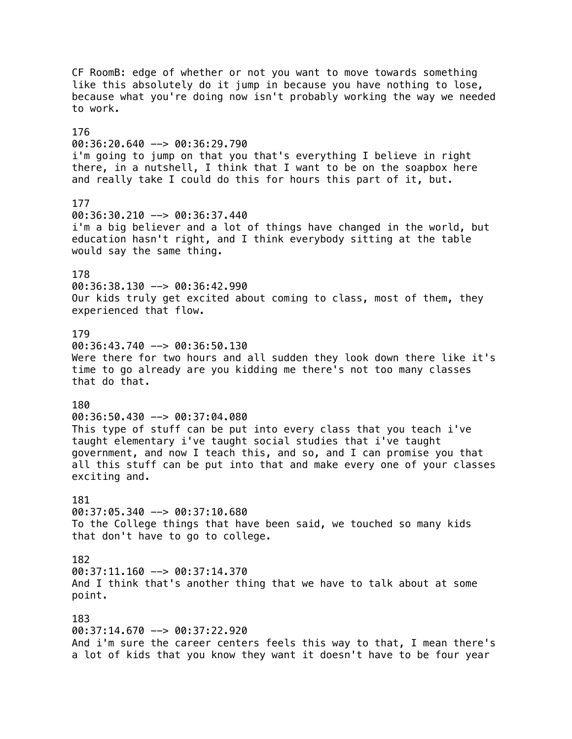CF RoomB: edge of whether or not you want to move towards something like this absolutely do it jump in because you have nothing to lose, because what you're doing now isn't probably working the way we needed to work.

176
00:36:20.640 --> 00:36:29.790
i'm going to jump on that you that's everything I believe in right there, in a nutshell, I think that I want to be on the soapbox here and really take I could do this for hours this part of it, but.

177
00:36:30.210 --> 00:36:37.440
i'm a big believer and a lot of things have changed in the world, but education hasn't right, and I think everybody sitting at the table would say the same thing.

178
00:36:38.130 --> 00:36:42.990
Our kids truly get excited about coming to class, most of them, they experienced that flow.

179
00:36:43.740 --> 00:36:50.130
Were there for two hours and all sudden they look down there like it's time to go already are you kidding me there's not too many classes that do that.

180
00:36:50.430 --> 00:37:04.080
This type of stuff can be put into every class that you teach i've taught elementary i've taught social studies that i've taught government, and now I teach this, and so, and I can promise you that all this stuff can be put into that and make every one of your classes exciting and.

181
00:37:05.340 --> 00:37:10.680
To the College things that have been said, we touched so many kids that don't have to go to college.

182
00:37:11.160 --> 00:37:14.370
And I think that's another thing that we have to talk about at some point.

183
00:37:14.670 --> 00:37:22.920
And i'm sure the career centers feels this way to that, I mean there's a lot of kids that you know they want it doesn't have to be four year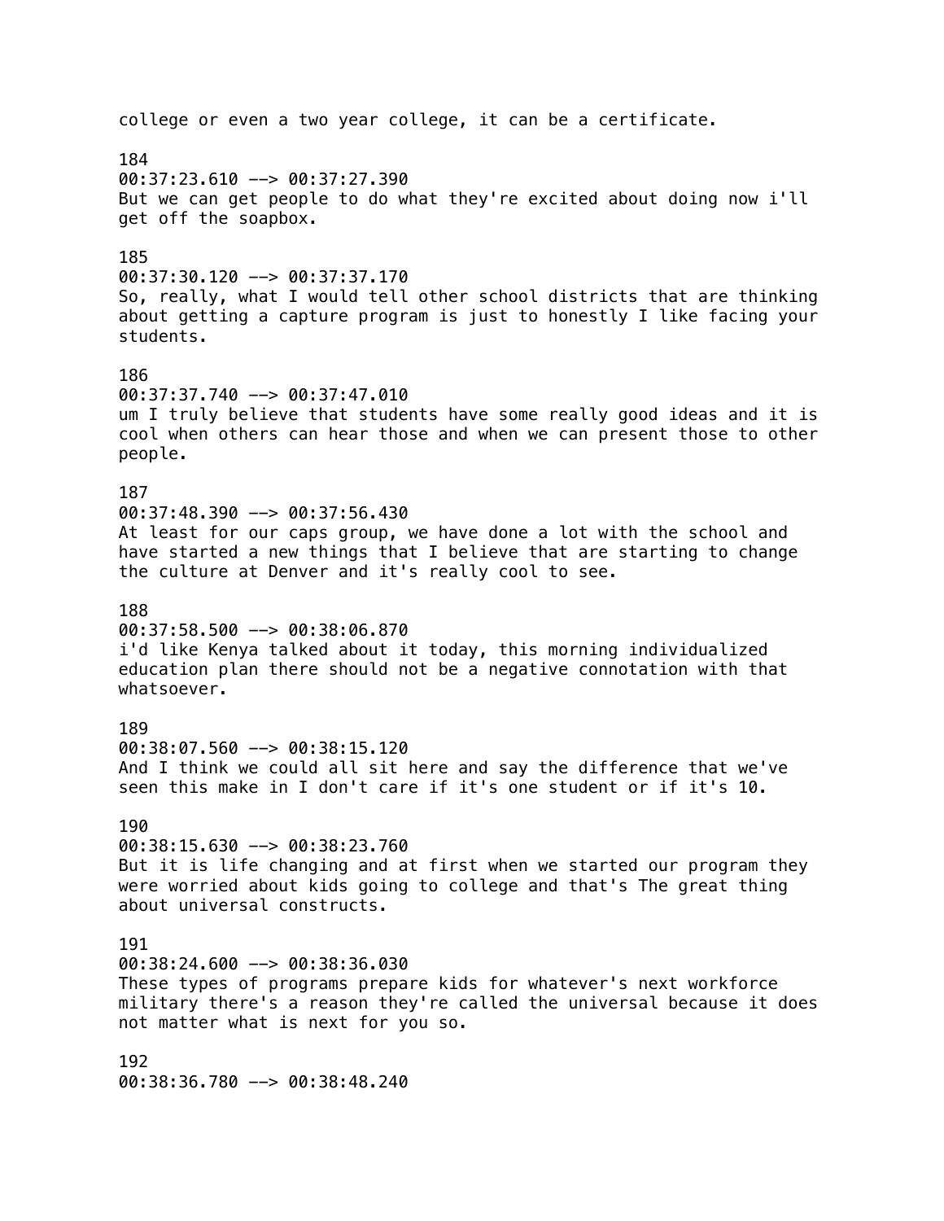college or even a two year college, it can be a certificate.

184
00:37:23.610 --> 00:37:27.390
But we can get people to do what they're excited about doing now i'll get off the soapbox.

185
00:37:30.120 --> 00:37:37.170
So, really, what I would tell other school districts that are thinking about getting a capture program is just to honestly I like facing your students.

186
00:37:37.740 --> 00:37:47.010
um I truly believe that students have some really good ideas and it is cool when others can hear those and when we can present those to other people.

187
00:37:48.390 --> 00:37:56.430
At least for our caps group, we have done a lot with the school and have started a new things that I believe that are starting to change the culture at Denver and it's really cool to see.

188
00:37:58.500 --> 00:38:06.870
i'd like Kenya talked about it today, this morning individualized education plan there should not be a negative connotation with that whatsoever.

189
00:38:07.560 --> 00:38:15.120
And I think we could all sit here and say the difference that we've seen this make in I don't care if it's one student or if it's 10.

190
00:38:15.630 --> 00:38:23.760
But it is life changing and at first when we started our program they were worried about kids going to college and that's The great thing about universal constructs.

191
00:38:24.600 --> 00:38:36.030
These types of programs prepare kids for whatever's next workforce military there's a reason they're called the universal because it does not matter what is next for you so.

192
00:38:36.780 --> 00:38:48.240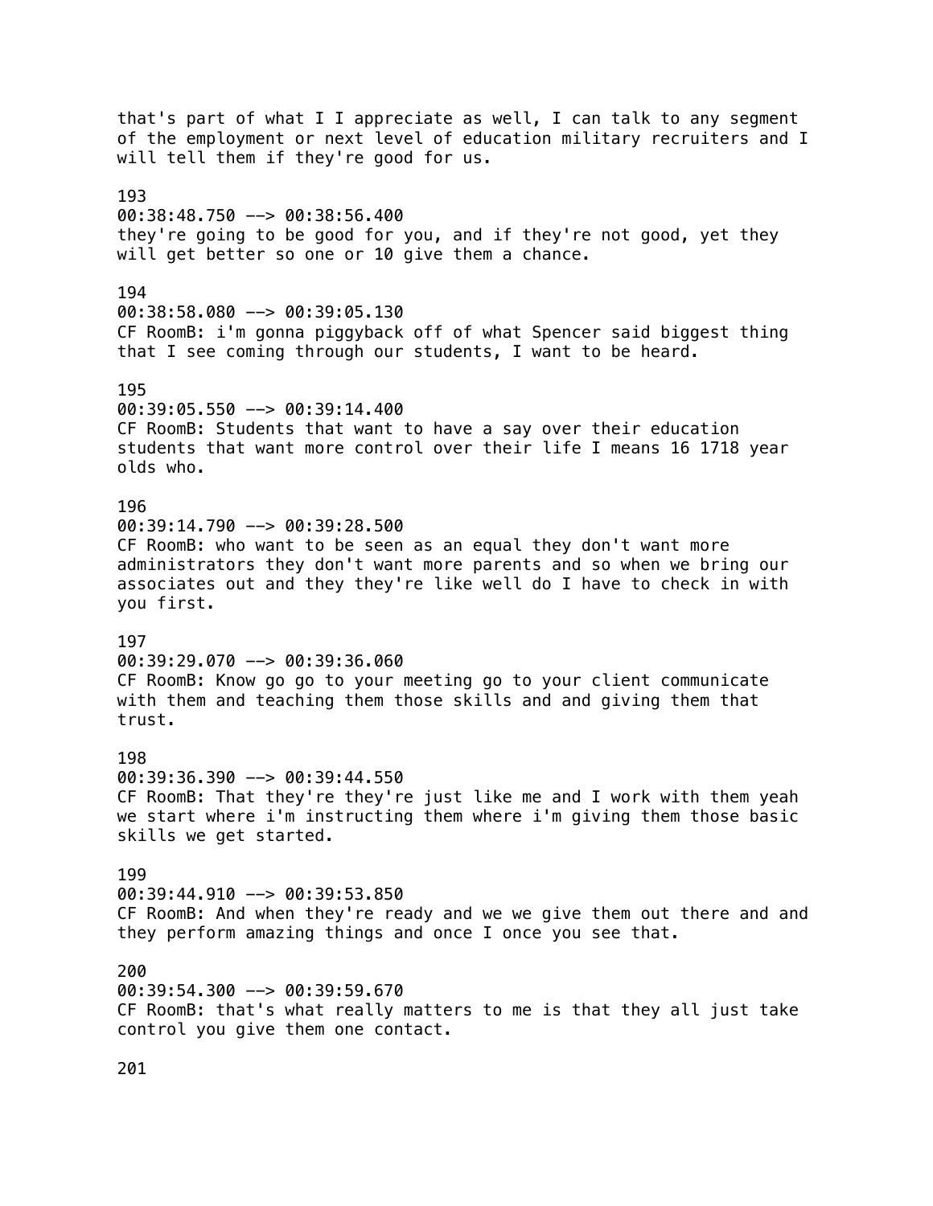that's part of what I I appreciate as well, I can talk to any segment of the employment or next level of education military recruiters and I will tell them if they're good for us.

193
00:38:48.750 --> 00:38:56.400
they're going to be good for you, and if they're not good, yet they will get better so one or 10 give them a chance.

194
00:38:58.080 --> 00:39:05.130
CF RoomB: i'm gonna piggyback off of what Spencer said biggest thing that I see coming through our students, I want to be heard.

195
00:39:05.550 --> 00:39:14.400
CF RoomB: Students that want to have a say over their education students that want more control over their life I means 16 1718 year olds who.

196
00:39:14.790 --> 00:39:28.500
CF RoomB: who want to be seen as an equal they don't want more administrators they don't want more parents and so when we bring our associates out and they they're like well do I have to check in with you first.

197
00:39:29.070 --> 00:39:36.060
CF RoomB: Know go go to your meeting go to your client communicate with them and teaching them those skills and and giving them that trust.

198
00:39:36.390 --> 00:39:44.550
CF RoomB: That they're they're just like me and I work with them yeah we start where i'm instructing them where i'm giving them those basic skills we get started.

199
00:39:44.910 --> 00:39:53.850
CF RoomB: And when they're ready and we we give them out there and and they perform amazing things and once I once you see that.

200
00:39:54.300 --> 00:39:59.670
CF RoomB: that's what really matters to me is that they all just take control you give them one contact.

201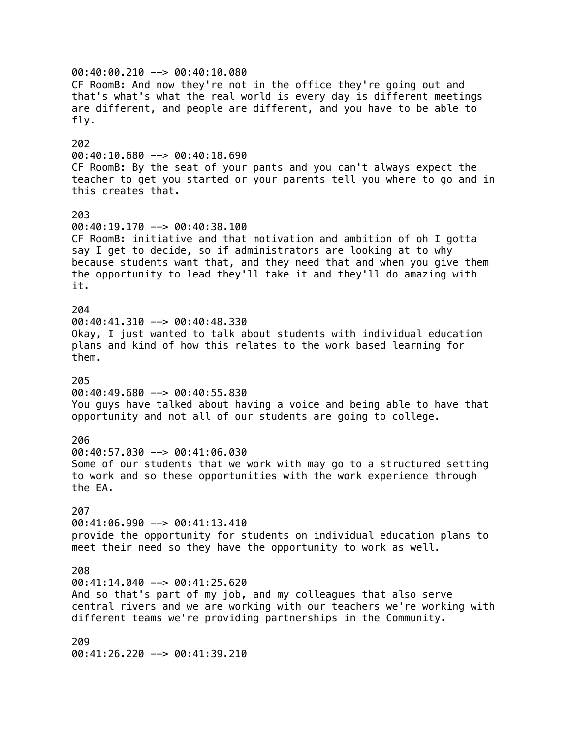00:40:00.210 --> 00:40:10.080
CF RoomB: And now they're not in the office they're going out and that's what's what the real world is every day is different meetings are different, and people are different, and you have to be able to fly.

202
00:40:10.680 --> 00:40:18.690
CF RoomB: By the seat of your pants and you can't always expect the teacher to get you started or your parents tell you where to go and in this creates that.

203
00:40:19.170 --> 00:40:38.100
CF RoomB: initiative and that motivation and ambition of oh I gotta say I get to decide, so if administrators are looking at to why because students want that, and they need that and when you give them the opportunity to lead they'll take it and they'll do amazing with it.

204
00:40:41.310 --> 00:40:48.330
Okay, I just wanted to talk about students with individual education plans and kind of how this relates to the work based learning for them.

205
00:40:49.680 --> 00:40:55.830
You guys have talked about having a voice and being able to have that opportunity and not all of our students are going to college.

206
00:40:57.030 --> 00:41:06.030
Some of our students that we work with may go to a structured setting to work and so these opportunities with the work experience through the EA.

207
00:41:06.990 --> 00:41:13.410
provide the opportunity for students on individual education plans to meet their need so they have the opportunity to work as well.

208
00:41:14.040 --> 00:41:25.620
And so that's part of my job, and my colleagues that also serve central rivers and we are working with our teachers we're working with different teams we're providing partnerships in the Community.

209
00:41:26.220 --> 00:41:39.210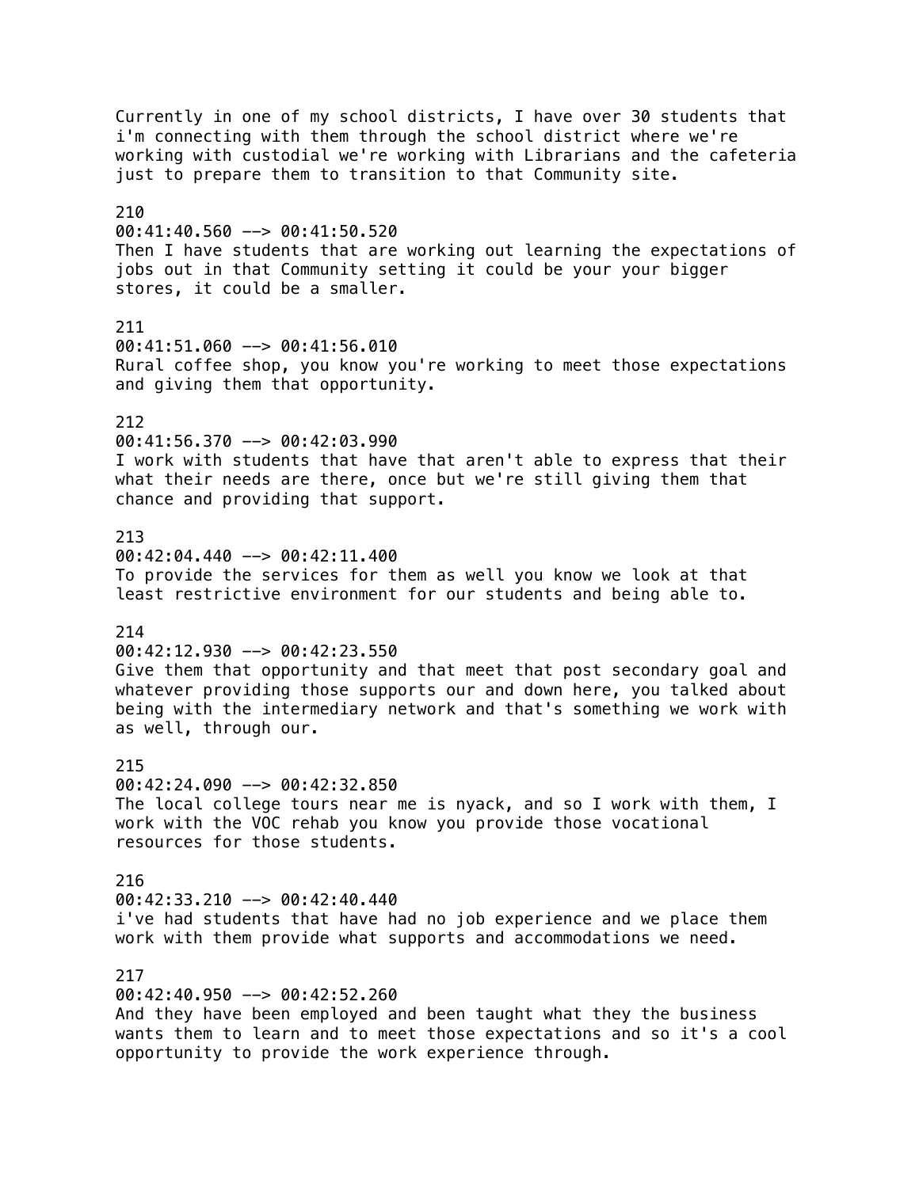Currently in one of my school districts, I have over 30 students that i'm connecting with them through the school district where we're working with custodial we're working with Librarians and the cafeteria just to prepare them to transition to that Community site.

210
00:41:40.560 --> 00:41:50.520
Then I have students that are working out learning the expectations of jobs out in that Community setting it could be your your bigger stores, it could be a smaller.

211
00:41:51.060 --> 00:41:56.010
Rural coffee shop, you know you're working to meet those expectations and giving them that opportunity.

212
00:41:56.370 --> 00:42:03.990
I work with students that have that aren't able to express that their what their needs are there, once but we're still giving them that chance and providing that support.

213
00:42:04.440 --> 00:42:11.400
To provide the services for them as well you know we look at that least restrictive environment for our students and being able to.

214
00:42:12.930 --> 00:42:23.550
Give them that opportunity and that meet that post secondary goal and whatever providing those supports our and down here, you talked about being with the intermediary network and that's something we work with as well, through our.

215
00:42:24.090 --> 00:42:32.850
The local college tours near me is nyack, and so I work with them, I work with the VOC rehab you know you provide those vocational resources for those students.

216
00:42:33.210 --> 00:42:40.440
i've had students that have had no job experience and we place them work with them provide what supports and accommodations we need.

217
00:42:40.950 --> 00:42:52.260
And they have been employed and been taught what they the business wants them to learn and to meet those expectations and so it's a cool opportunity to provide the work experience through.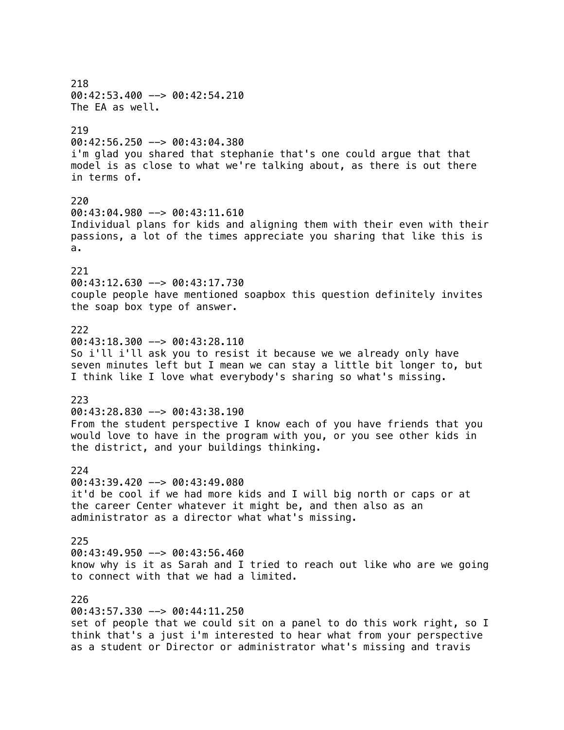218
00:42:53.400 --> 00:42:54.210
The EA as well.

219
00:42:56.250 --> 00:43:04.380
i'm glad you shared that stephanie that's one could argue that that model is as close to what we're talking about, as there is out there in terms of.

220
00:43:04.980 --> 00:43:11.610
Individual plans for kids and aligning them with their even with their passions, a lot of the times appreciate you sharing that like this is a.

221
00:43:12.630 --> 00:43:17.730
couple people have mentioned soapbox this question definitely invites the soap box type of answer.

222
00:43:18.300 --> 00:43:28.110
So i'll i'll ask you to resist it because we we already only have seven minutes left but I mean we can stay a little bit longer to, but I think like I love what everybody's sharing so what's missing.

223
00:43:28.830 --> 00:43:38.190
From the student perspective I know each of you have friends that you would love to have in the program with you, or you see other kids in the district, and your buildings thinking.

224
00:43:39.420 --> 00:43:49.080
it'd be cool if we had more kids and I will big north or caps or at the career Center whatever it might be, and then also as an administrator as a director what what's missing.

225
00:43:49.950 --> 00:43:56.460
know why is it as Sarah and I tried to reach out like who are we going to connect with that we had a limited.

226
00:43:57.330 --> 00:44:11.250
set of people that we could sit on a panel to do this work right, so I think that's a just i'm interested to hear what from your perspective as a student or Director or administrator what's missing and travis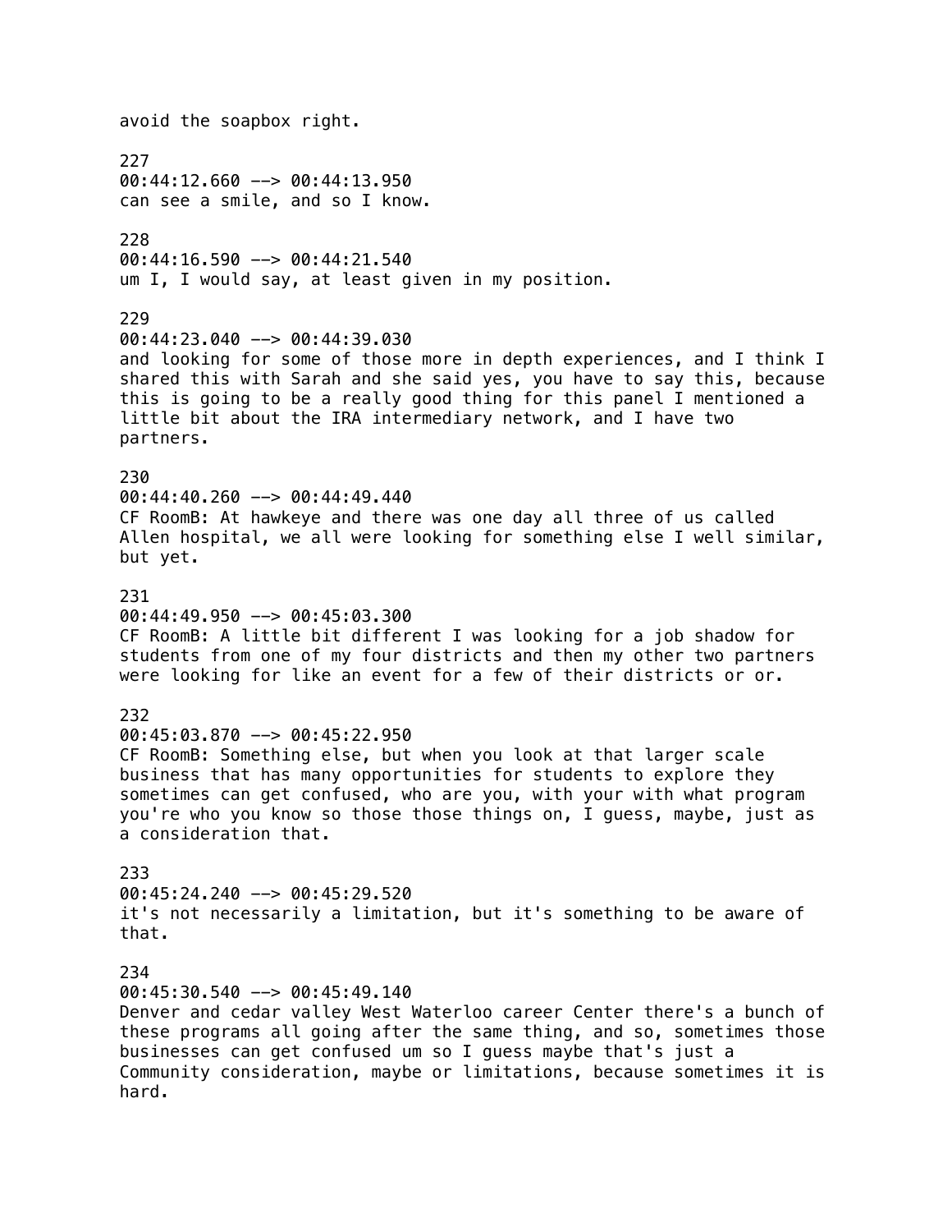avoid the soapbox right.

227
00:44:12.660 --> 00:44:13.950
can see a smile, and so I know.

228
00:44:16.590 --> 00:44:21.540
um I, I would say, at least given in my position.

229
00:44:23.040 --> 00:44:39.030
and looking for some of those more in depth experiences, and I think I shared this with Sarah and she said yes, you have to say this, because this is going to be a really good thing for this panel I mentioned a little bit about the IRA intermediary network, and I have two partners.

230
00:44:40.260 --> 00:44:49.440
CF RoomB: At hawkeye and there was one day all three of us called Allen hospital, we all were looking for something else I well similar, but yet.

231
00:44:49.950 --> 00:45:03.300
CF RoomB: A little bit different I was looking for a job shadow for students from one of my four districts and then my other two partners were looking for like an event for a few of their districts or or.

232
00:45:03.870 --> 00:45:22.950
CF RoomB: Something else, but when you look at that larger scale business that has many opportunities for students to explore they sometimes can get confused, who are you, with your with what program you're who you know so those those things on, I guess, maybe, just as a consideration that.

233
00:45:24.240 --> 00:45:29.520
it's not necessarily a limitation, but it's something to be aware of that.

234
00:45:30.540 --> 00:45:49.140
Denver and cedar valley West Waterloo career Center there's a bunch of these programs all going after the same thing, and so, sometimes those businesses can get confused um so I guess maybe that's just a Community consideration, maybe or limitations, because sometimes it is hard.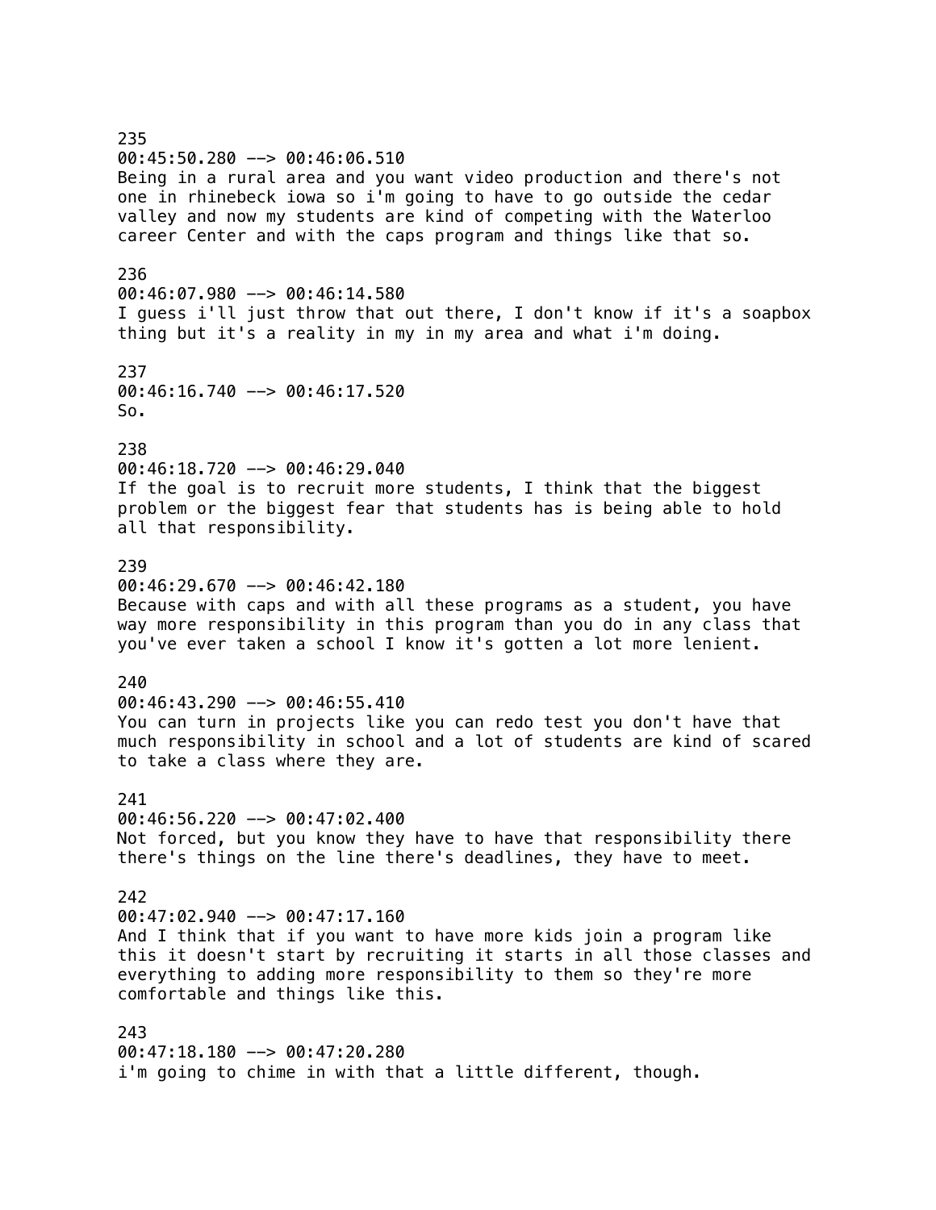235
00:45:50.280 --> 00:46:06.510
Being in a rural area and you want video production and there's not one in rhinebeck iowa so i'm going to have to go outside the cedar valley and now my students are kind of competing with the Waterloo career Center and with the caps program and things like that so.

236
00:46:07.980 --> 00:46:14.580
I guess i'll just throw that out there, I don't know if it's a soapbox thing but it's a reality in my in my area and what i'm doing.

237
00:46:16.740 --> 00:46:17.520
So.

238
00:46:18.720 --> 00:46:29.040
If the goal is to recruit more students, I think that the biggest problem or the biggest fear that students has is being able to hold all that responsibility.

239
00:46:29.670 --> 00:46:42.180
Because with caps and with all these programs as a student, you have way more responsibility in this program than you do in any class that you've ever taken a school I know it's gotten a lot more lenient.

240
00:46:43.290 --> 00:46:55.410
You can turn in projects like you can redo test you don't have that much responsibility in school and a lot of students are kind of scared to take a class where they are.

241
00:46:56.220 --> 00:47:02.400
Not forced, but you know they have to have that responsibility there there's things on the line there's deadlines, they have to meet.

242
00:47:02.940 --> 00:47:17.160
And I think that if you want to have more kids join a program like this it doesn't start by recruiting it starts in all those classes and everything to adding more responsibility to them so they're more comfortable and things like this.

243
00:47:18.180 --> 00:47:20.280
i'm going to chime in with that a little different, though.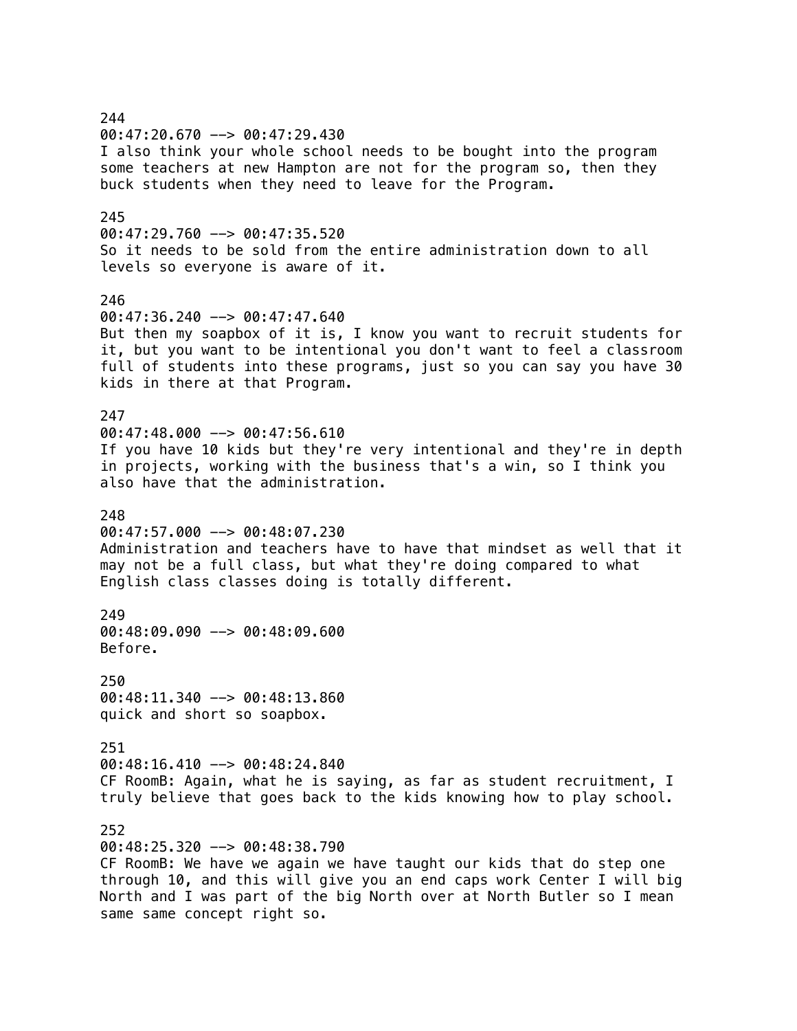244
00:47:20.670 --> 00:47:29.430
I also think your whole school needs to be bought into the program some teachers at new Hampton are not for the program so, then they buck students when they need to leave for the Program.

245
00:47:29.760 --> 00:47:35.520
So it needs to be sold from the entire administration down to all levels so everyone is aware of it.

246
00:47:36.240 --> 00:47:47.640
But then my soapbox of it is, I know you want to recruit students for it, but you want to be intentional you don't want to feel a classroom full of students into these programs, just so you can say you have 30 kids in there at that Program.

247
00:47:48.000 --> 00:47:56.610
If you have 10 kids but they're very intentional and they're in depth in projects, working with the business that's a win, so I think you also have that the administration.

248
00:47:57.000 --> 00:48:07.230
Administration and teachers have to have that mindset as well that it may not be a full class, but what they're doing compared to what English class classes doing is totally different.

249
00:48:09.090 --> 00:48:09.600
Before.

250
00:48:11.340 --> 00:48:13.860
quick and short so soapbox.

251
00:48:16.410 --> 00:48:24.840
CF RoomB: Again, what he is saying, as far as student recruitment, I truly believe that goes back to the kids knowing how to play school.

252
00:48:25.320 --> 00:48:38.790
CF RoomB: We have we again we have taught our kids that do step one through 10, and this will give you an end caps work Center I will big North and I was part of the big North over at North Butler so I mean same same concept right so.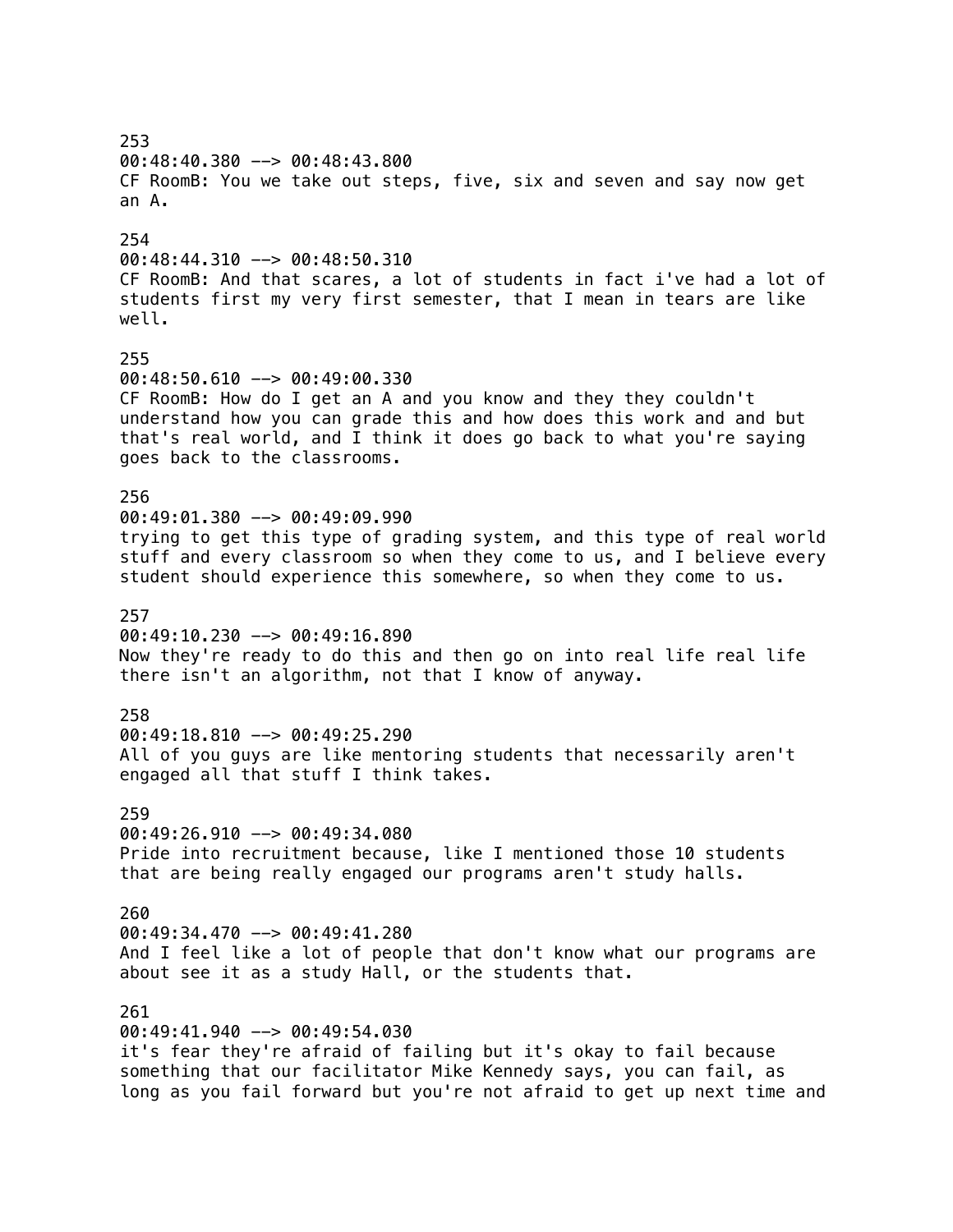253
00:48:40.380 --> 00:48:43.800
CF RoomB: You we take out steps, five, six and seven and say now get an A.

254
00:48:44.310 --> 00:48:50.310
CF RoomB: And that scares, a lot of students in fact i've had a lot of students first my very first semester, that I mean in tears are like well.

255
00:48:50.610 --> 00:49:00.330
CF RoomB: How do I get an A and you know and they they couldn't understand how you can grade this and how does this work and and but that's real world, and I think it does go back to what you're saying goes back to the classrooms.

256
00:49:01.380 --> 00:49:09.990
trying to get this type of grading system, and this type of real world stuff and every classroom so when they come to us, and I believe every student should experience this somewhere, so when they come to us.

257
00:49:10.230 --> 00:49:16.890
Now they're ready to do this and then go on into real life real life there isn't an algorithm, not that I know of anyway.

258
00:49:18.810 --> 00:49:25.290
All of you guys are like mentoring students that necessarily aren't engaged all that stuff I think takes.

259
00:49:26.910 --> 00:49:34.080
Pride into recruitment because, like I mentioned those 10 students that are being really engaged our programs aren't study halls.

260
00:49:34.470 --> 00:49:41.280
And I feel like a lot of people that don't know what our programs are about see it as a study Hall, or the students that.

261
00:49:41.940 --> 00:49:54.030
it's fear they're afraid of failing but it's okay to fail because something that our facilitator Mike Kennedy says, you can fail, as long as you fail forward but you're not afraid to get up next time and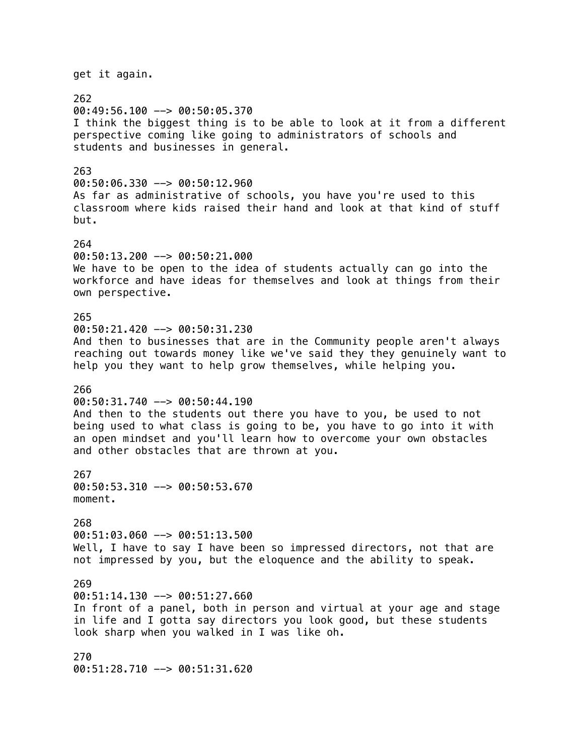get it again.

262
00:49:56.100 --> 00:50:05.370
I think the biggest thing is to be able to look at it from a different perspective coming like going to administrators of schools and students and businesses in general.

263
00:50:06.330 --> 00:50:12.960
As far as administrative of schools, you have you're used to this classroom where kids raised their hand and look at that kind of stuff but.

264
00:50:13.200 --> 00:50:21.000
We have to be open to the idea of students actually can go into the workforce and have ideas for themselves and look at things from their own perspective.

265
00:50:21.420 --> 00:50:31.230
And then to businesses that are in the Community people aren't always reaching out towards money like we've said they they genuinely want to help you they want to help grow themselves, while helping you.

266
00:50:31.740 --> 00:50:44.190
And then to the students out there you have to you, be used to not being used to what class is going to be, you have to go into it with an open mindset and you'll learn how to overcome your own obstacles and other obstacles that are thrown at you.

267
00:50:53.310 --> 00:50:53.670
moment.

268
00:51:03.060 --> 00:51:13.500
Well, I have to say I have been so impressed directors, not that are not impressed by you, but the eloquence and the ability to speak.

269
00:51:14.130 --> 00:51:27.660
In front of a panel, both in person and virtual at your age and stage in life and I gotta say directors you look good, but these students look sharp when you walked in I was like oh.

270
00:51:28.710 --> 00:51:31.620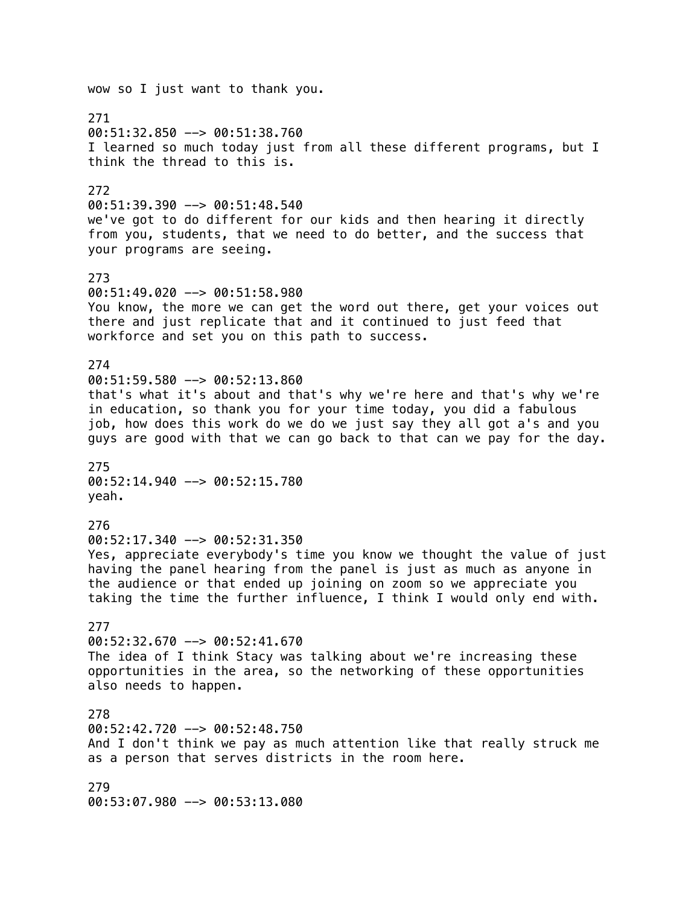wow so I just want to thank you.

271
00:51:32.850 --> 00:51:38.760
I learned so much today just from all these different programs, but I think the thread to this is.

272
00:51:39.390 --> 00:51:48.540
we've got to do different for our kids and then hearing it directly from you, students, that we need to do better, and the success that your programs are seeing.

273
00:51:49.020 --> 00:51:58.980
You know, the more we can get the word out there, get your voices out there and just replicate that and it continued to just feed that workforce and set you on this path to success.

274
00:51:59.580 --> 00:52:13.860
that's what it's about and that's why we're here and that's why we're in education, so thank you for your time today, you did a fabulous job, how does this work do we do we just say they all got a's and you guys are good with that we can go back to that can we pay for the day.

275
00:52:14.940 --> 00:52:15.780
yeah.

276
00:52:17.340 --> 00:52:31.350
Yes, appreciate everybody's time you know we thought the value of just having the panel hearing from the panel is just as much as anyone in the audience or that ended up joining on zoom so we appreciate you taking the time the further influence, I think I would only end with.

277
00:52:32.670 --> 00:52:41.670
The idea of I think Stacy was talking about we're increasing these opportunities in the area, so the networking of these opportunities also needs to happen.

278
00:52:42.720 --> 00:52:48.750
And I don't think we pay as much attention like that really struck me as a person that serves districts in the room here.

279
00:53:07.980 --> 00:53:13.080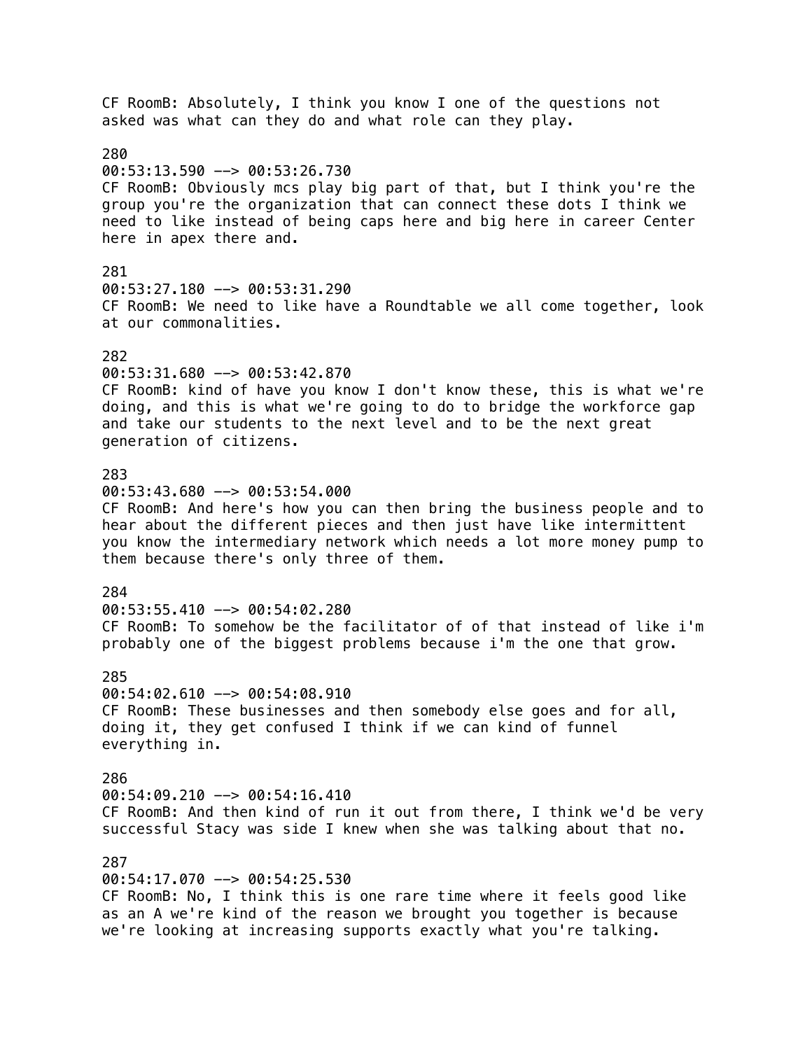CF RoomB: Absolutely, I think you know I one of the questions not asked was what can they do and what role can they play.

280
00:53:13.590 --> 00:53:26.730
CF RoomB: Obviously mcs play big part of that, but I think you're the group you're the organization that can connect these dots I think we need to like instead of being caps here and big here in career Center here in apex there and.

281
00:53:27.180 --> 00:53:31.290
CF RoomB: We need to like have a Roundtable we all come together, look at our commonalities.

282
00:53:31.680 --> 00:53:42.870
CF RoomB: kind of have you know I don't know these, this is what we're doing, and this is what we're going to do to bridge the workforce gap and take our students to the next level and to be the next great generation of citizens.

283
00:53:43.680 --> 00:53:54.000
CF RoomB: And here's how you can then bring the business people and to hear about the different pieces and then just have like intermittent you know the intermediary network which needs a lot more money pump to them because there's only three of them.

284
00:53:55.410 --> 00:54:02.280
CF RoomB: To somehow be the facilitator of of that instead of like i'm probably one of the biggest problems because i'm the one that grow.

285
00:54:02.610 --> 00:54:08.910
CF RoomB: These businesses and then somebody else goes and for all, doing it, they get confused I think if we can kind of funnel everything in.

286
00:54:09.210 --> 00:54:16.410
CF RoomB: And then kind of run it out from there, I think we'd be very successful Stacy was side I knew when she was talking about that no.

287
00:54:17.070 --> 00:54:25.530
CF RoomB: No, I think this is one rare time where it feels good like as an A we're kind of the reason we brought you together is because we're looking at increasing supports exactly what you're talking.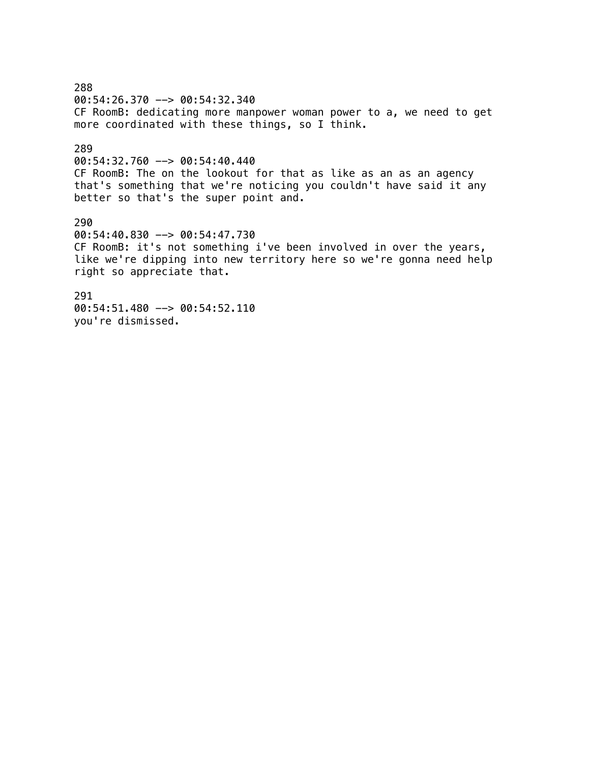288
00:54:26.370 --> 00:54:32.340
CF RoomB: dedicating more manpower woman power to a, we need to get more coordinated with these things, so I think.

289
00:54:32.760 --> 00:54:40.440
CF RoomB: The on the lookout for that as like as an as an agency that's something that we're noticing you couldn't have said it any better so that's the super point and.

290
00:54:40.830 --> 00:54:47.730
CF RoomB: it's not something i've been involved in over the years, like we're dipping into new territory here so we're gonna need help right so appreciate that.

291
00:54:51.480 --> 00:54:52.110
you're dismissed.